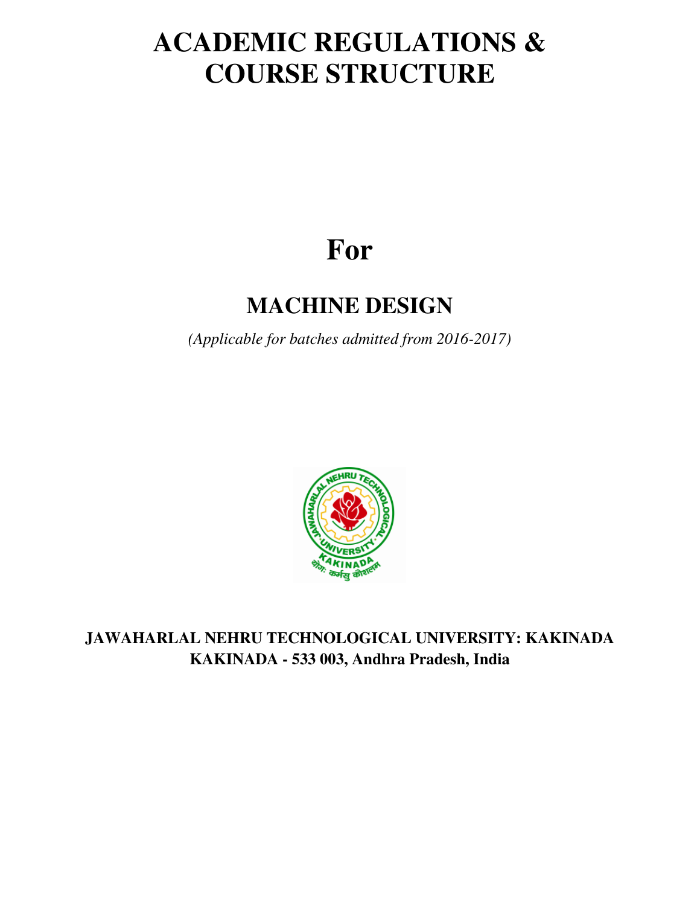# ACADEMIC REGULATIONS & COURSE STRUCTURE

# For

## MACHINE DESIGN

*(Applicable for batches admitted from 2016-2017)*

**JAWAHARLAL NEHRU TECHNOLOGICAL UNIVERSITY: KAKINADA**
**KAKINADA - 533 003, Andhra Pradesh, India**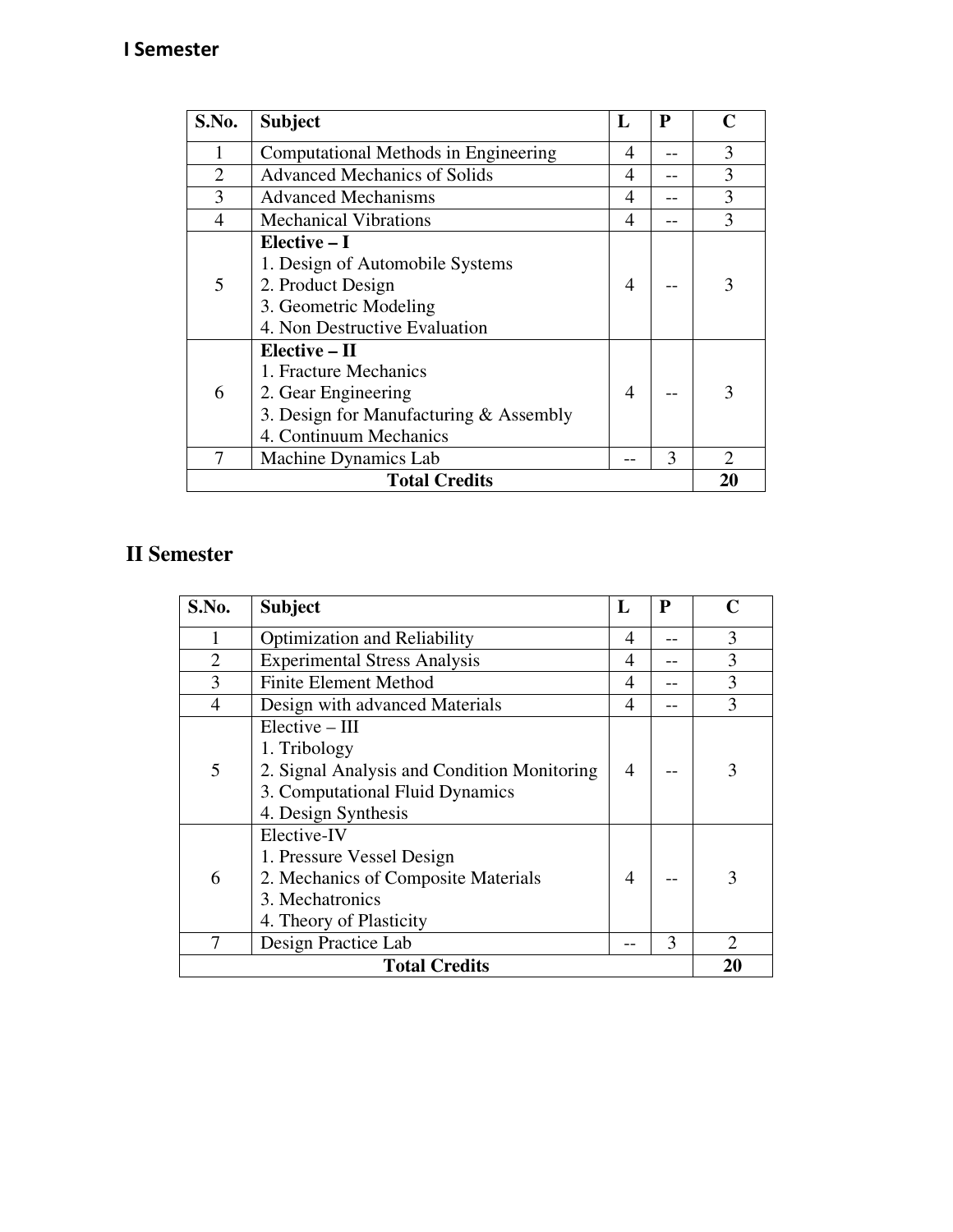## I Semester

| S.No. | Subject | L | P | C |
|---|---|---|---|---|
| 1 | Computational Methods in Engineering | 4 | -- | 3 |
| 2 | Advanced Mechanics of Solids | 4 | -- | 3 |
| 3 | Advanced Mechanisms | 4 | -- | 3 |
| 4 | Mechanical Vibrations | 4 | -- | 3 |
| 5 | **Elective – I**<br>1. Design of Automobile Systems<br>2. Product Design<br>3. Geometric Modeling<br>4. Non Destructive Evaluation | 4 | -- | 3 |
| 6 | **Elective – II**<br>1. Fracture Mechanics<br>2. Gear Engineering<br>3. Design for Manufacturing & Assembly<br>4. Continuum Mechanics | 4 | -- | 3 |
| 7 | Machine Dynamics Lab | -- | 3 | 2 |
| | **Total Credits** | | | **20** |

## II Semester

| S.No. | Subject | L | P | C |
|---|---|---|---|---|
| 1 | Optimization and Reliability | 4 | -- | 3 |
| 2 | Experimental Stress Analysis | 4 | -- | 3 |
| 3 | Finite Element Method | 4 | -- | 3 |
| 4 | Design with advanced Materials | 4 | -- | 3 |
| 5 | Elective – III<br>1. Tribology<br>2. Signal Analysis and Condition Monitoring<br>3. Computational Fluid Dynamics<br>4. Design Synthesis | 4 | -- | 3 |
| 6 | Elective-IV<br>1. Pressure Vessel Design<br>2. Mechanics of Composite Materials<br>3. Mechatronics<br>4. Theory of Plasticity | 4 | -- | 3 |
| 7 | Design Practice Lab | -- | 3 | 2 |
| | **Total Credits** | | | **20** |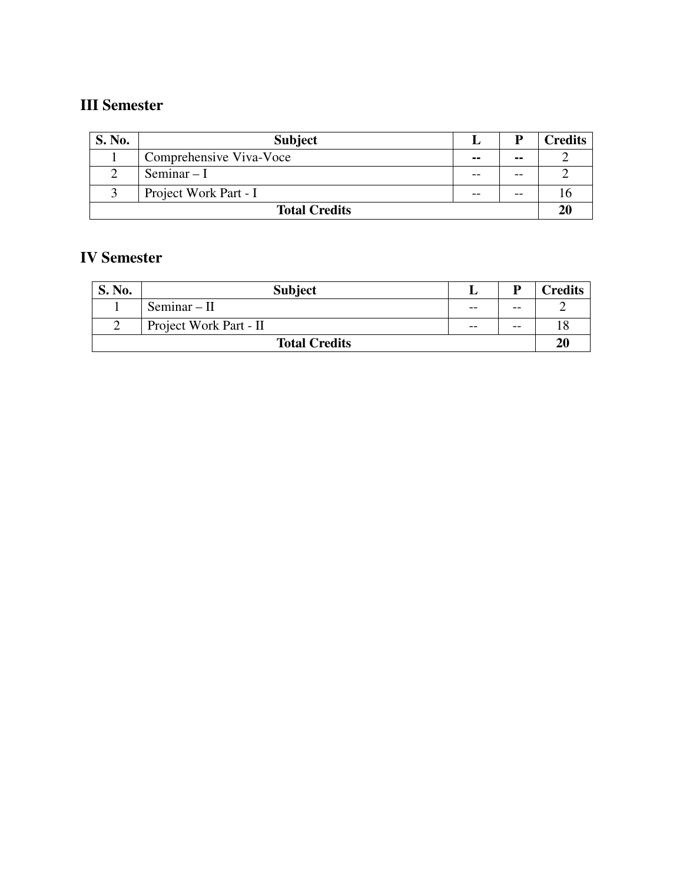## III Semester

| S. No. | Subject | L | P | Credits |
|---|---|---|---|---|
| 1 | Comprehensive Viva-Voce | **--** | **--** | 2 |
| 2 | Seminar – I | -- | -- | 2 |
| 3 | Project Work Part - I | -- | -- | 16 |
| | **Total Credits** | | | **20** |

## IV Semester

| S. No. | Subject | L | P | Credits |
|---|---|---|---|---|
| 1 | Seminar – II | -- | -- | 2 |
| 2 | Project Work Part - II | -- | -- | 18 |
| | **Total Credits** | | | **20** |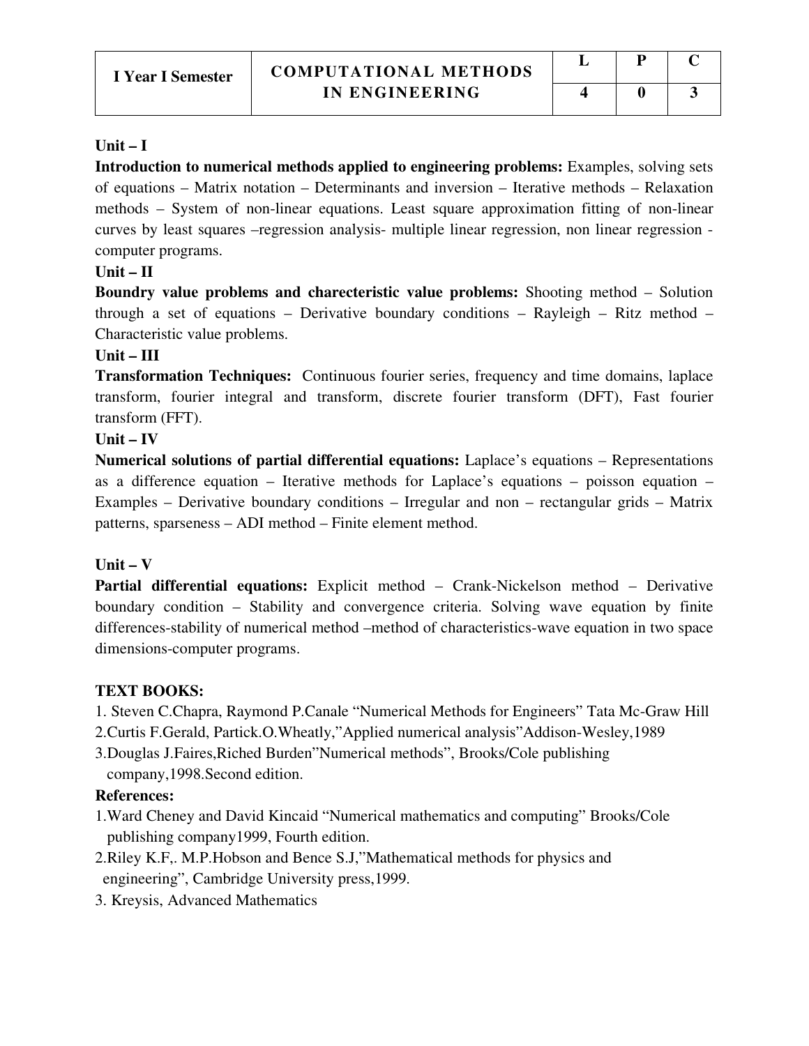| I Year I Semester | COMPUTATIONAL METHODS IN ENGINEERING | L | P | C |
|---|---|---|---|---|
| | | 4 | 0 | 3 |

**Unit – I**

**Introduction to numerical methods applied to engineering problems:** Examples, solving sets of equations – Matrix notation – Determinants and inversion – Iterative methods – Relaxation methods – System of non-linear equations. Least square approximation fitting of non-linear curves by least squares –regression analysis- multiple linear regression, non linear regression - computer programs.

**Unit – II**

**Boundry value problems and charecteristic value problems:** Shooting method – Solution through a set of equations – Derivative boundary conditions – Rayleigh – Ritz method – Characteristic value problems.

**Unit – III**

**Transformation Techniques:** Continuous fourier series, frequency and time domains, laplace transform, fourier integral and transform, discrete fourier transform (DFT), Fast fourier transform (FFT).

**Unit – IV**

**Numerical solutions of partial differential equations:** Laplace's equations – Representations as a difference equation – Iterative methods for Laplace's equations – poisson equation – Examples – Derivative boundary conditions – Irregular and non – rectangular grids – Matrix patterns, sparseness – ADI method – Finite element method.

**Unit – V**

**Partial differential equations:** Explicit method – Crank-Nickelson method – Derivative boundary condition – Stability and convergence criteria. Solving wave equation by finite differences-stability of numerical method –method of characteristics-wave equation in two space dimensions-computer programs.

**TEXT BOOKS:**

1. Steven C.Chapra, Raymond P.Canale "Numerical Methods for Engineers" Tata Mc-Graw Hill
2. Curtis F.Gerald, Partick.O.Wheatly,"Applied numerical analysis"Addison-Wesley,1989
3. Douglas J.Faires,Riched Burden"Numerical methods", Brooks/Cole publishing company,1998.Second edition.

**References:**

1. Ward Cheney and David Kincaid "Numerical mathematics and computing" Brooks/Cole publishing company1999, Fourth edition.
2. Riley K.F,. M.P.Hobson and Bence S.J,"Mathematical methods for physics and engineering", Cambridge University press,1999.
3. Kreysis, Advanced Mathematics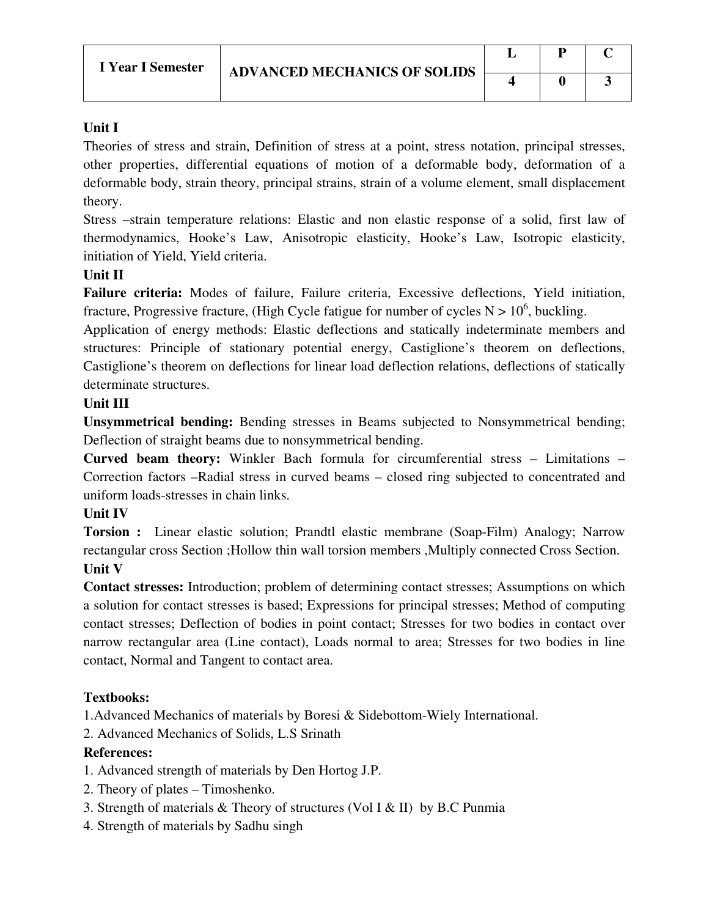| I Year I Semester | ADVANCED MECHANICS OF SOLIDS | L | P | C |
|---|---|---|---|---|
| | | 4 | 0 | 3 |

**Unit I**

Theories of stress and strain, Definition of stress at a point, stress notation, principal stresses, other properties, differential equations of motion of a deformable body, deformation of a deformable body, strain theory, principal strains, strain of a volume element, small displacement theory.

Stress –strain temperature relations: Elastic and non elastic response of a solid, first law of thermodynamics, Hooke's Law, Anisotropic elasticity, Hooke's Law, Isotropic elasticity, initiation of Yield, Yield criteria.

**Unit II**

**Failure criteria:** Modes of failure, Failure criteria, Excessive deflections, Yield initiation, fracture, Progressive fracture, (High Cycle fatigue for number of cycles $N > 10^6$, buckling.

Application of energy methods: Elastic deflections and statically indeterminate members and structures: Principle of stationary potential energy, Castiglione's theorem on deflections, Castiglione's theorem on deflections for linear load deflection relations, deflections of statically determinate structures.

**Unit III**

**Unsymmetrical bending:** Bending stresses in Beams subjected to Nonsymmetrical bending; Deflection of straight beams due to nonsymmetrical bending.

**Curved beam theory:** Winkler Bach formula for circumferential stress – Limitations – Correction factors –Radial stress in curved beams – closed ring subjected to concentrated and uniform loads-stresses in chain links.

**Unit IV**

**Torsion :** Linear elastic solution; Prandtl elastic membrane (Soap-Film) Analogy; Narrow rectangular cross Section ;Hollow thin wall torsion members ,Multiply connected Cross Section.

**Unit V**

**Contact stresses:** Introduction; problem of determining contact stresses; Assumptions on which a solution for contact stresses is based; Expressions for principal stresses; Method of computing contact stresses; Deflection of bodies in point contact; Stresses for two bodies in contact over narrow rectangular area (Line contact), Loads normal to area; Stresses for two bodies in line contact, Normal and Tangent to contact area.

**Textbooks:**

1.Advanced Mechanics of materials by Boresi & Sidebottom-Wiely International.

2. Advanced Mechanics of Solids, L.S Srinath

**References:**

1. Advanced strength of materials by Den Hortog J.P.
2. Theory of plates – Timoshenko.
3. Strength of materials & Theory of structures (Vol I & II) by B.C Punmia
4. Strength of materials by Sadhu singh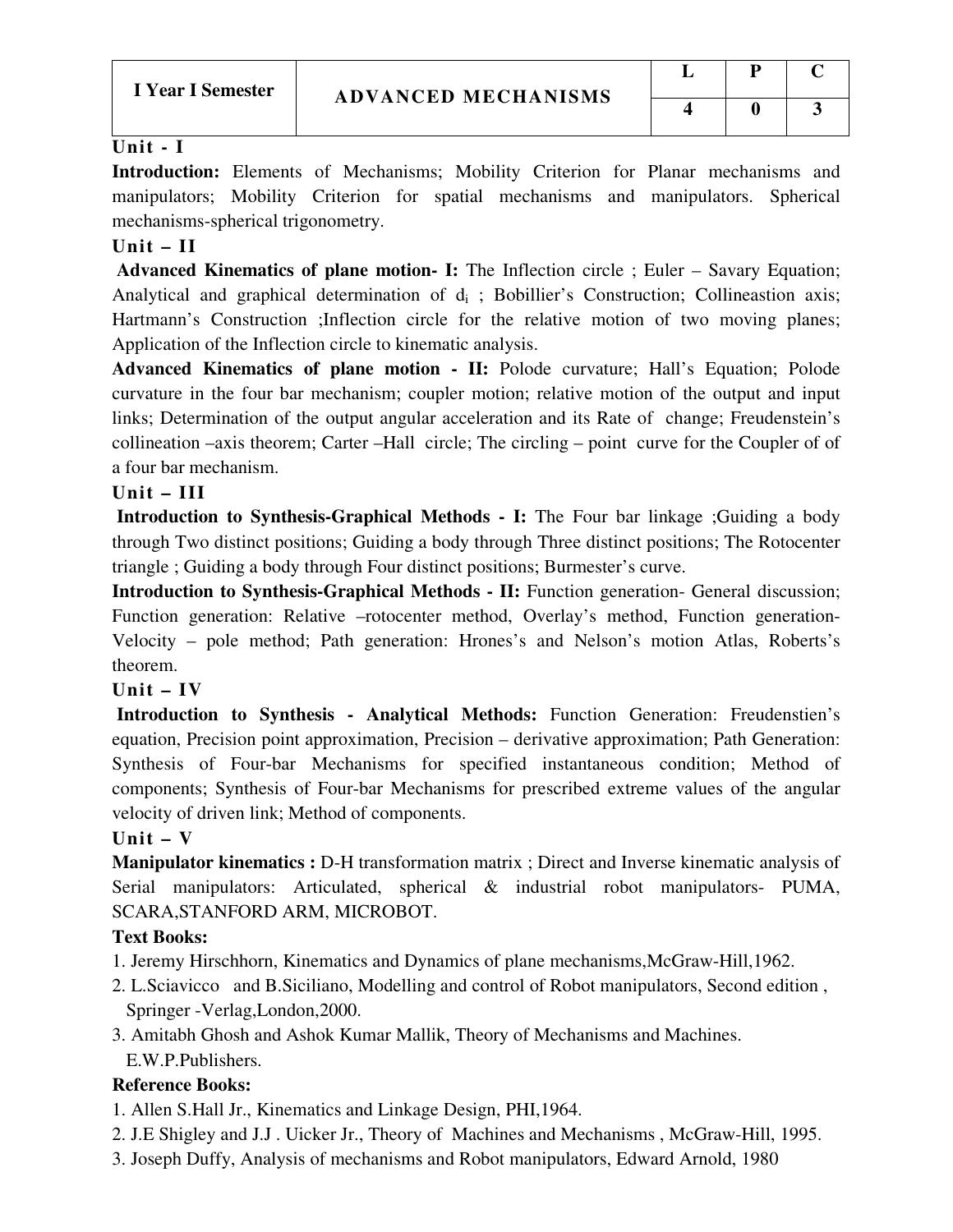| I Year I Semester | ADVANCED MECHANISMS | L | P | C |
|---|---|---|---|---|
| | | 4 | 0 | 3 |

**Unit - I**

**Introduction:** Elements of Mechanisms; Mobility Criterion for Planar mechanisms and manipulators; Mobility Criterion for spatial mechanisms and manipulators. Spherical mechanisms-spherical trigonometry.

**Unit – II**

**Advanced Kinematics of plane motion- I:** The Inflection circle ; Euler – Savary Equation; Analytical and graphical determination of $d_i$ ; Bobillier's Construction; Collineastion axis; Hartmann's Construction ;Inflection circle for the relative motion of two moving planes; Application of the Inflection circle to kinematic analysis.

**Advanced Kinematics of plane motion - II:** Polode curvature; Hall's Equation; Polode curvature in the four bar mechanism; coupler motion; relative motion of the output and input links; Determination of the output angular acceleration and its Rate of change; Freudenstein's collineation –axis theorem; Carter –Hall circle; The circling – point curve for the Coupler of of a four bar mechanism.

**Unit – III**

**Introduction to Synthesis-Graphical Methods - I:** The Four bar linkage ;Guiding a body through Two distinct positions; Guiding a body through Three distinct positions; The Rotocenter triangle ; Guiding a body through Four distinct positions; Burmester's curve.

**Introduction to Synthesis-Graphical Methods - II:** Function generation- General discussion; Function generation: Relative –rotocenter method, Overlay's method, Function generation- Velocity – pole method; Path generation: Hrones's and Nelson's motion Atlas, Roberts's theorem.

**Unit – IV**

**Introduction to Synthesis - Analytical Methods:** Function Generation: Freudenstien's equation, Precision point approximation, Precision – derivative approximation; Path Generation: Synthesis of Four-bar Mechanisms for specified instantaneous condition; Method of components; Synthesis of Four-bar Mechanisms for prescribed extreme values of the angular velocity of driven link; Method of components.

**Unit – V**

**Manipulator kinematics :** D-H transformation matrix ; Direct and Inverse kinematic analysis of Serial manipulators: Articulated, spherical & industrial robot manipulators- PUMA, SCARA,STANFORD ARM, MICROBOT.

**Text Books:**

1. Jeremy Hirschhorn, Kinematics and Dynamics of plane mechanisms,McGraw-Hill,1962.
2. L.Sciavicco and B.Siciliano, Modelling and control of Robot manipulators, Second edition , Springer -Verlag,London,2000.
3. Amitabh Ghosh and Ashok Kumar Mallik, Theory of Mechanisms and Machines. E.W.P.Publishers.

**Reference Books:**

1. Allen S.Hall Jr., Kinematics and Linkage Design, PHI,1964.
2. J.E Shigley and J.J . Uicker Jr., Theory of Machines and Mechanisms , McGraw-Hill, 1995.
3. Joseph Duffy, Analysis of mechanisms and Robot manipulators, Edward Arnold, 1980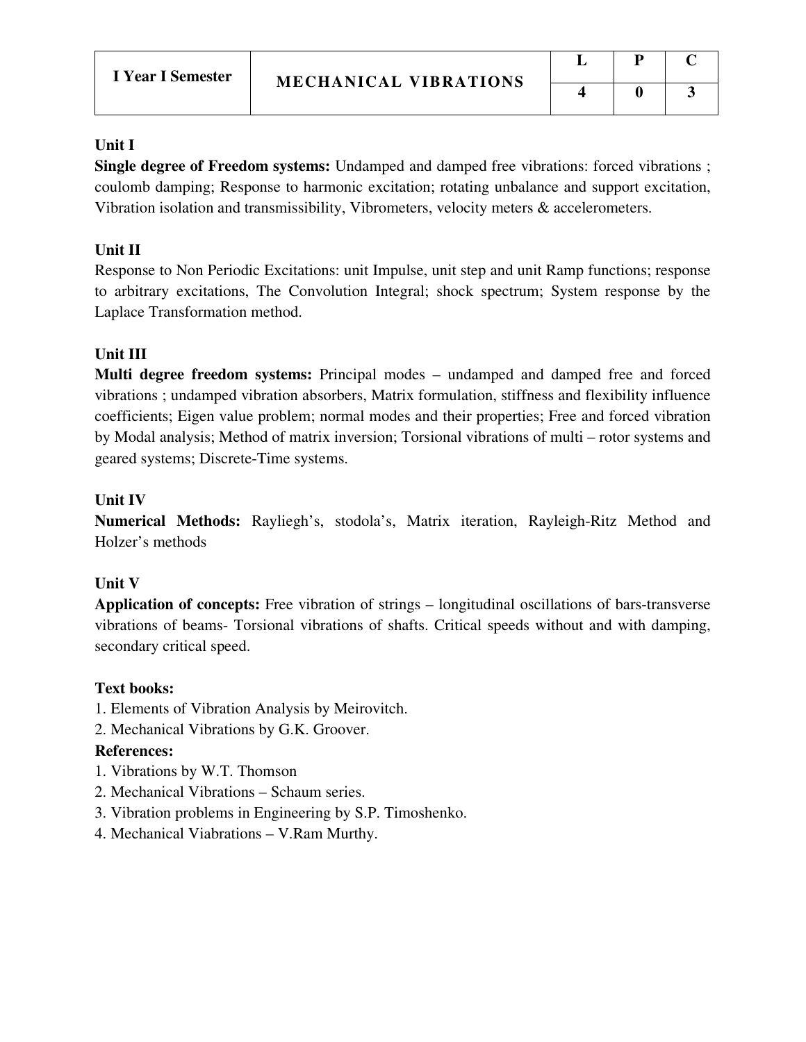| I Year I Semester | MECHANICAL VIBRATIONS | L | P | C |
|---|---|---|---|---|
| | | 4 | 0 | 3 |

**Unit I**

**Single degree of Freedom systems:** Undamped and damped free vibrations: forced vibrations ; coulomb damping; Response to harmonic excitation; rotating unbalance and support excitation, Vibration isolation and transmissibility, Vibrometers, velocity meters & accelerometers.

**Unit II**

Response to Non Periodic Excitations: unit Impulse, unit step and unit Ramp functions; response to arbitrary excitations, The Convolution Integral; shock spectrum; System response by the Laplace Transformation method.

**Unit III**

**Multi degree freedom systems:** Principal modes – undamped and damped free and forced vibrations ; undamped vibration absorbers, Matrix formulation, stiffness and flexibility influence coefficients; Eigen value problem; normal modes and their properties; Free and forced vibration by Modal analysis; Method of matrix inversion; Torsional vibrations of multi – rotor systems and geared systems; Discrete-Time systems.

**Unit IV**

**Numerical Methods:** Rayliegh's, stodola's, Matrix iteration, Rayleigh-Ritz Method and Holzer's methods

**Unit V**

**Application of concepts:** Free vibration of strings – longitudinal oscillations of bars-transverse vibrations of beams- Torsional vibrations of shafts. Critical speeds without and with damping, secondary critical speed.

**Text books:**

1. Elements of Vibration Analysis by Meirovitch.
2. Mechanical Vibrations by G.K. Groover.

**References:**

1. Vibrations by W.T. Thomson
2. Mechanical Vibrations – Schaum series.
3. Vibration problems in Engineering by S.P. Timoshenko.
4. Mechanical Viabrations – V.Ram Murthy.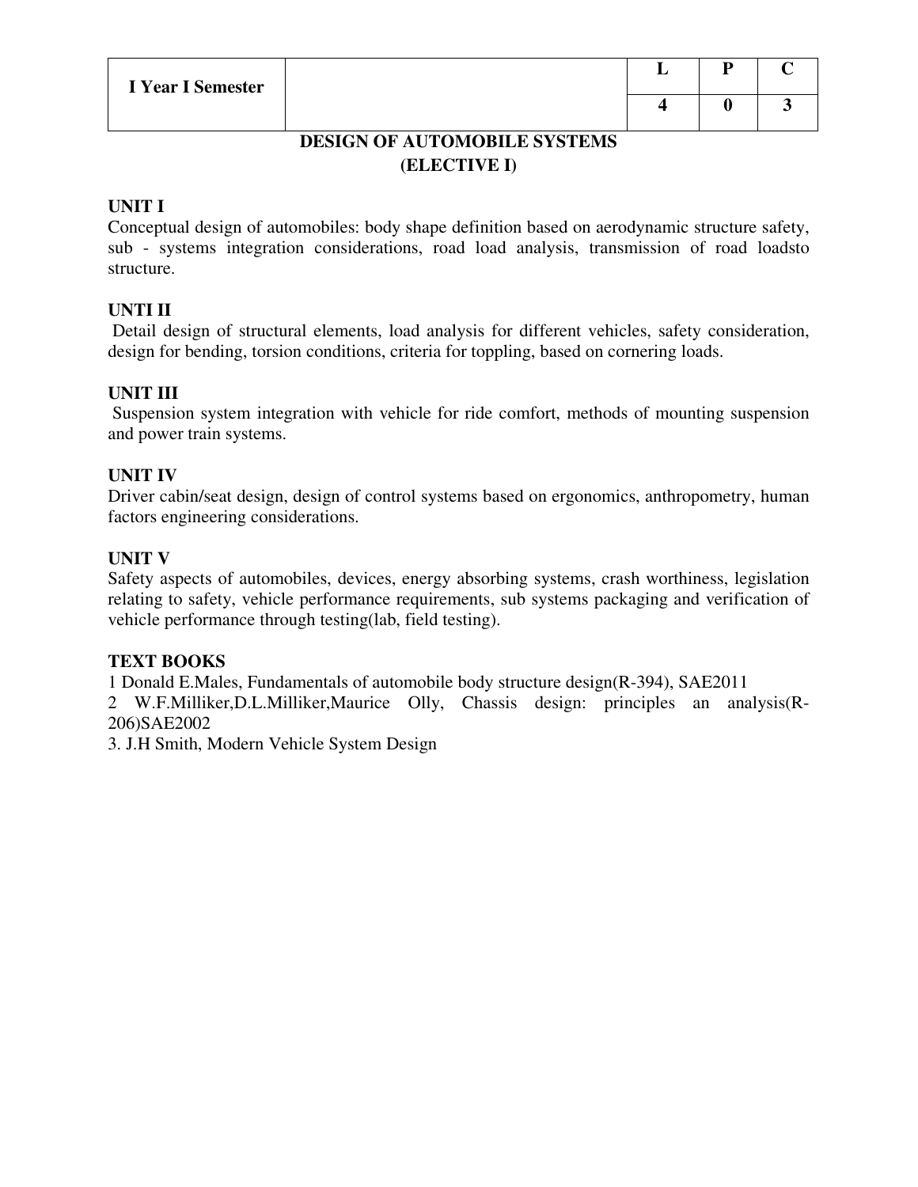| I Year I Semester | | L | P | C |
|---|---|---|---|---|
| | | 4 | 0 | 3 |

## DESIGN OF AUTOMOBILE SYSTEMS
## (ELECTIVE I)

**UNIT I**

Conceptual design of automobiles: body shape definition based on aerodynamic structure safety, sub - systems integration considerations, road load analysis, transmission of road loadsto structure.

**UNTI II**

Detail design of structural elements, load analysis for different vehicles, safety consideration, design for bending, torsion conditions, criteria for toppling, based on cornering loads.

**UNIT III**

Suspension system integration with vehicle for ride comfort, methods of mounting suspension and power train systems.

**UNIT IV**

Driver cabin/seat design, design of control systems based on ergonomics, anthropometry, human factors engineering considerations.

**UNIT V**

Safety aspects of automobiles, devices, energy absorbing systems, crash worthiness, legislation relating to safety, vehicle performance requirements, sub systems packaging and verification of vehicle performance through testing(lab, field testing).

**TEXT BOOKS**

1 Donald E.Males, Fundamentals of automobile body structure design(R-394), SAE2011

2 W.F.Milliker,D.L.Milliker,Maurice Olly, Chassis design: principles an analysis(R-206)SAE2002

3. J.H Smith, Modern Vehicle System Design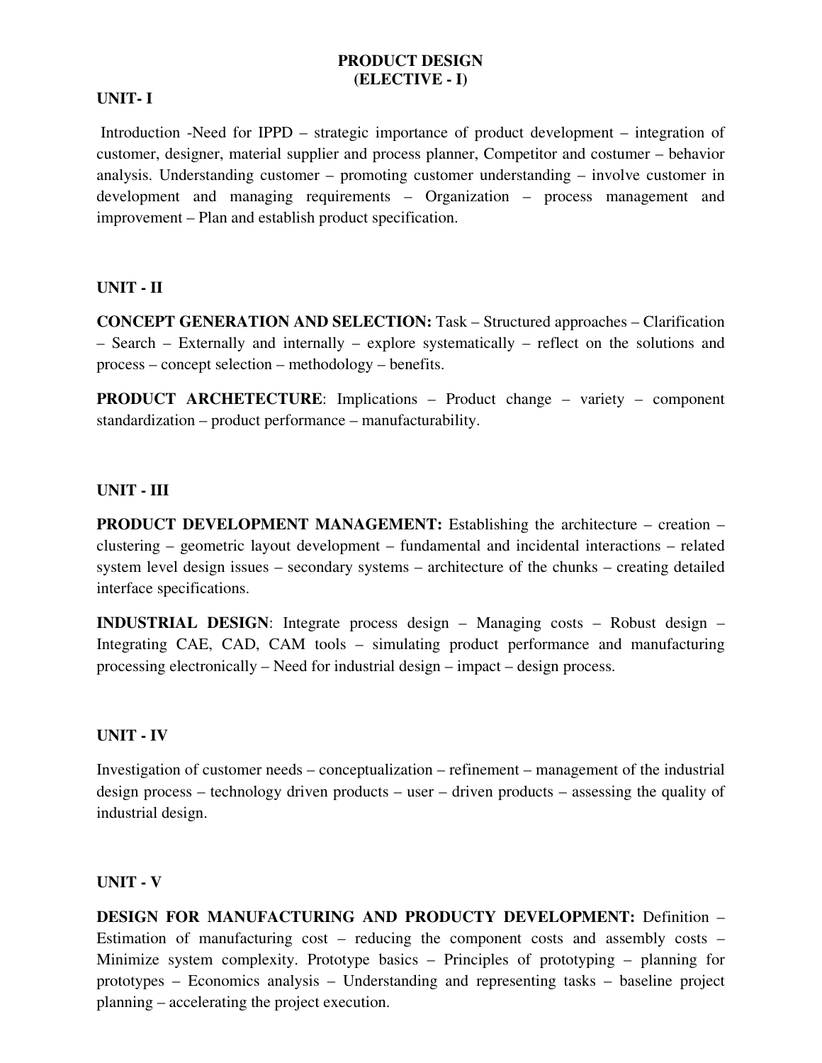# PRODUCT DESIGN
## (ELECTIVE - I)

### UNIT- I

Introduction -Need for IPPD – strategic importance of product development – integration of customer, designer, material supplier and process planner, Competitor and costumer – behavior analysis. Understanding customer – promoting customer understanding – involve customer in development and managing requirements – Organization – process management and improvement – Plan and establish product specification.

### UNIT - II

**CONCEPT GENERATION AND SELECTION:** Task – Structured approaches – Clarification – Search – Externally and internally – explore systematically – reflect on the solutions and process – concept selection – methodology – benefits.

**PRODUCT ARCHETECTURE**: Implications – Product change – variety – component standardization – product performance – manufacturability.

### UNIT - III

**PRODUCT DEVELOPMENT MANAGEMENT:** Establishing the architecture – creation – clustering – geometric layout development – fundamental and incidental interactions – related system level design issues – secondary systems – architecture of the chunks – creating detailed interface specifications.

**INDUSTRIAL DESIGN**: Integrate process design – Managing costs – Robust design – Integrating CAE, CAD, CAM tools – simulating product performance and manufacturing processing electronically – Need for industrial design – impact – design process.

### UNIT - IV

Investigation of customer needs – conceptualization – refinement – management of the industrial design process – technology driven products – user – driven products – assessing the quality of industrial design.

### UNIT - V

**DESIGN FOR MANUFACTURING AND PRODUCTY DEVELOPMENT:** Definition – Estimation of manufacturing cost – reducing the component costs and assembly costs – Minimize system complexity. Prototype basics – Principles of prototyping – planning for prototypes – Economics analysis – Understanding and representing tasks – baseline project planning – accelerating the project execution.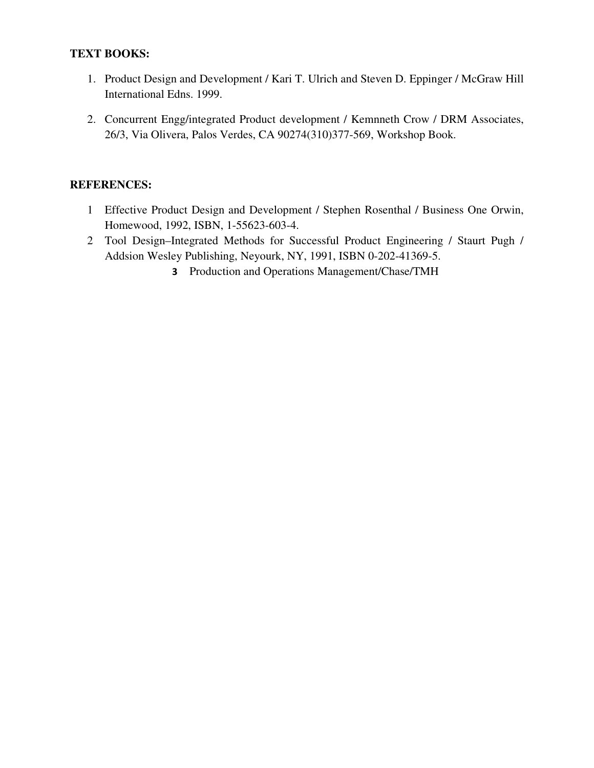**TEXT BOOKS:**

1. Product Design and Development / Kari T. Ulrich and Steven D. Eppinger / McGraw Hill International Edns. 1999.
2. Concurrent Engg/integrated Product development / Kemnneth Crow / DRM Associates, 26/3, Via Olivera, Palos Verdes, CA 90274(310)377-569, Workshop Book.

**REFERENCES:**

1 Effective Product Design and Development / Stephen Rosenthal / Business One Orwin, Homewood, 1992, ISBN, 1-55623-603-4.

2 Tool Design–Integrated Methods for Successful Product Engineering / Staurt Pugh / Addsion Wesley Publishing, Neyourk, NY, 1991, ISBN 0-202-41369-5.

**3** Production and Operations Management/Chase/TMH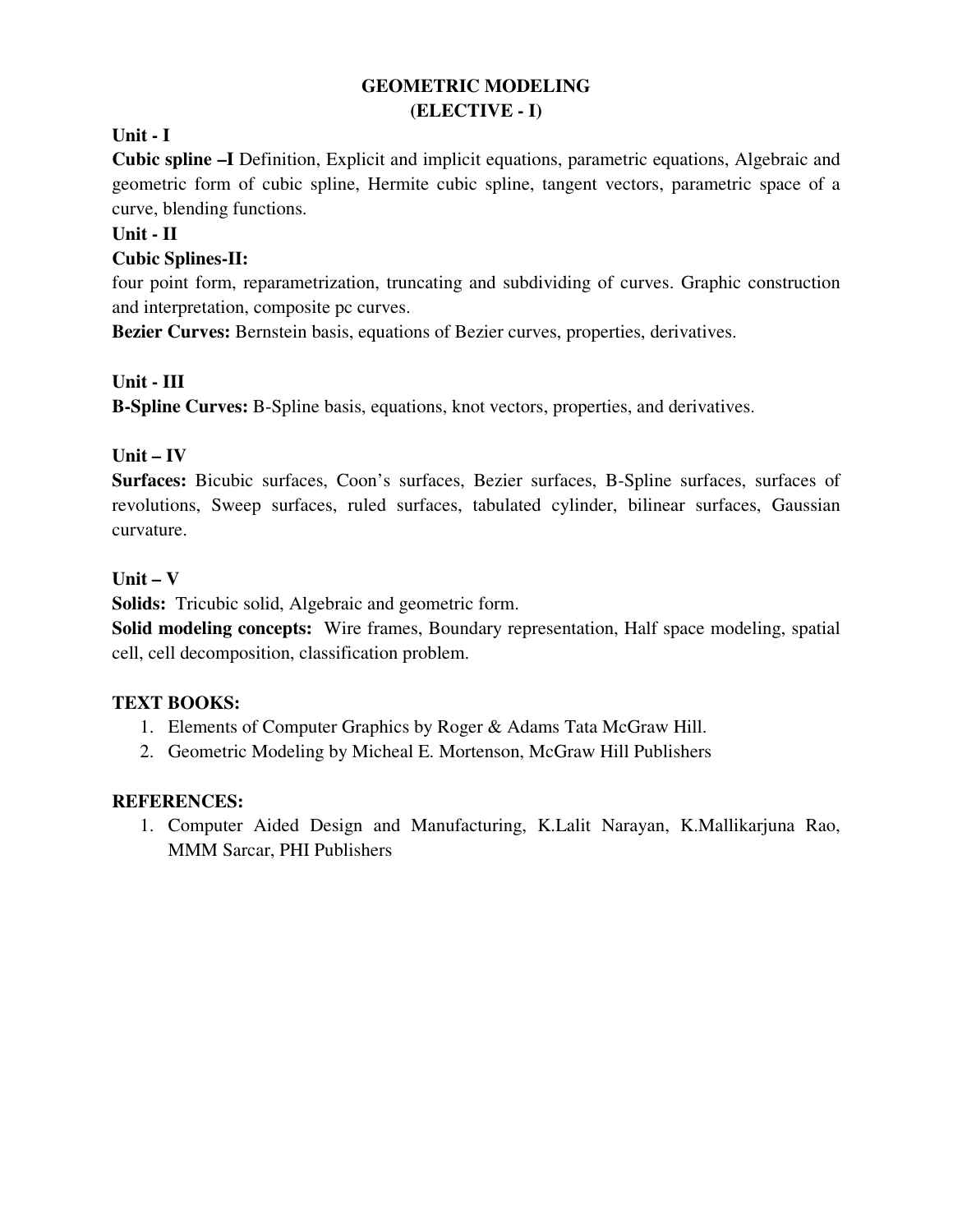# GEOMETRIC MODELING
## (ELECTIVE - I)

### Unit - I

**Cubic spline –I** Definition, Explicit and implicit equations, parametric equations, Algebraic and geometric form of cubic spline, Hermite cubic spline, tangent vectors, parametric space of a curve, blending functions.

### Unit - II

**Cubic Splines-II:**

four point form, reparametrization, truncating and subdividing of curves. Graphic construction and interpretation, composite pc curves.

**Bezier Curves:** Bernstein basis, equations of Bezier curves, properties, derivatives.

### Unit - III

**B-Spline Curves:** B-Spline basis, equations, knot vectors, properties, and derivatives.

### Unit – IV

**Surfaces:** Bicubic surfaces, Coon's surfaces, Bezier surfaces, B-Spline surfaces, surfaces of revolutions, Sweep surfaces, ruled surfaces, tabulated cylinder, bilinear surfaces, Gaussian curvature.

### Unit – V

**Solids:** Tricubic solid, Algebraic and geometric form.

**Solid modeling concepts:** Wire frames, Boundary representation, Half space modeling, spatial cell, cell decomposition, classification problem.

### TEXT BOOKS:

1. Elements of Computer Graphics by Roger & Adams Tata McGraw Hill.
2. Geometric Modeling by Micheal E. Mortenson, McGraw Hill Publishers

### REFERENCES:

1. Computer Aided Design and Manufacturing, K.Lalit Narayan, K.Mallikarjuna Rao, MMM Sarcar, PHI Publishers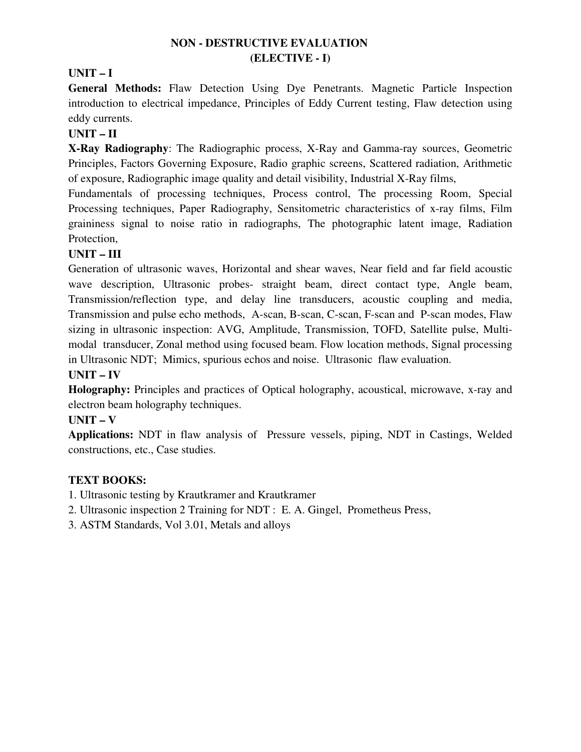# NON - DESTRUCTIVE EVALUATION
## (ELECTIVE - I)

### UNIT – I

**General Methods:** Flaw Detection Using Dye Penetrants. Magnetic Particle Inspection introduction to electrical impedance, Principles of Eddy Current testing, Flaw detection using eddy currents.

### UNIT – II

**X-Ray Radiography**: The Radiographic process, X-Ray and Gamma-ray sources, Geometric Principles, Factors Governing Exposure, Radio graphic screens, Scattered radiation, Arithmetic of exposure, Radiographic image quality and detail visibility, Industrial X-Ray films,

Fundamentals of processing techniques, Process control, The processing Room, Special Processing techniques, Paper Radiography, Sensitometric characteristics of x-ray films, Film graininess signal to noise ratio in radiographs, The photographic latent image, Radiation Protection,

### UNIT – III

Generation of ultrasonic waves, Horizontal and shear waves, Near field and far field acoustic wave description, Ultrasonic probes- straight beam, direct contact type, Angle beam, Transmission/reflection type, and delay line transducers, acoustic coupling and media, Transmission and pulse echo methods, A-scan, B-scan, C-scan, F-scan and P-scan modes, Flaw sizing in ultrasonic inspection: AVG, Amplitude, Transmission, TOFD, Satellite pulse, Multi-modal transducer, Zonal method using focused beam. Flow location methods, Signal processing in Ultrasonic NDT; Mimics, spurious echos and noise. Ultrasonic flaw evaluation.

### UNIT – IV

**Holography:** Principles and practices of Optical holography, acoustical, microwave, x-ray and electron beam holography techniques.

### UNIT – V

**Applications:** NDT in flaw analysis of Pressure vessels, piping, NDT in Castings, Welded constructions, etc., Case studies.

### TEXT BOOKS:

1. Ultrasonic testing by Krautkramer and Krautkramer
2. Ultrasonic inspection 2 Training for NDT : E. A. Gingel, Prometheus Press,
3. ASTM Standards, Vol 3.01, Metals and alloys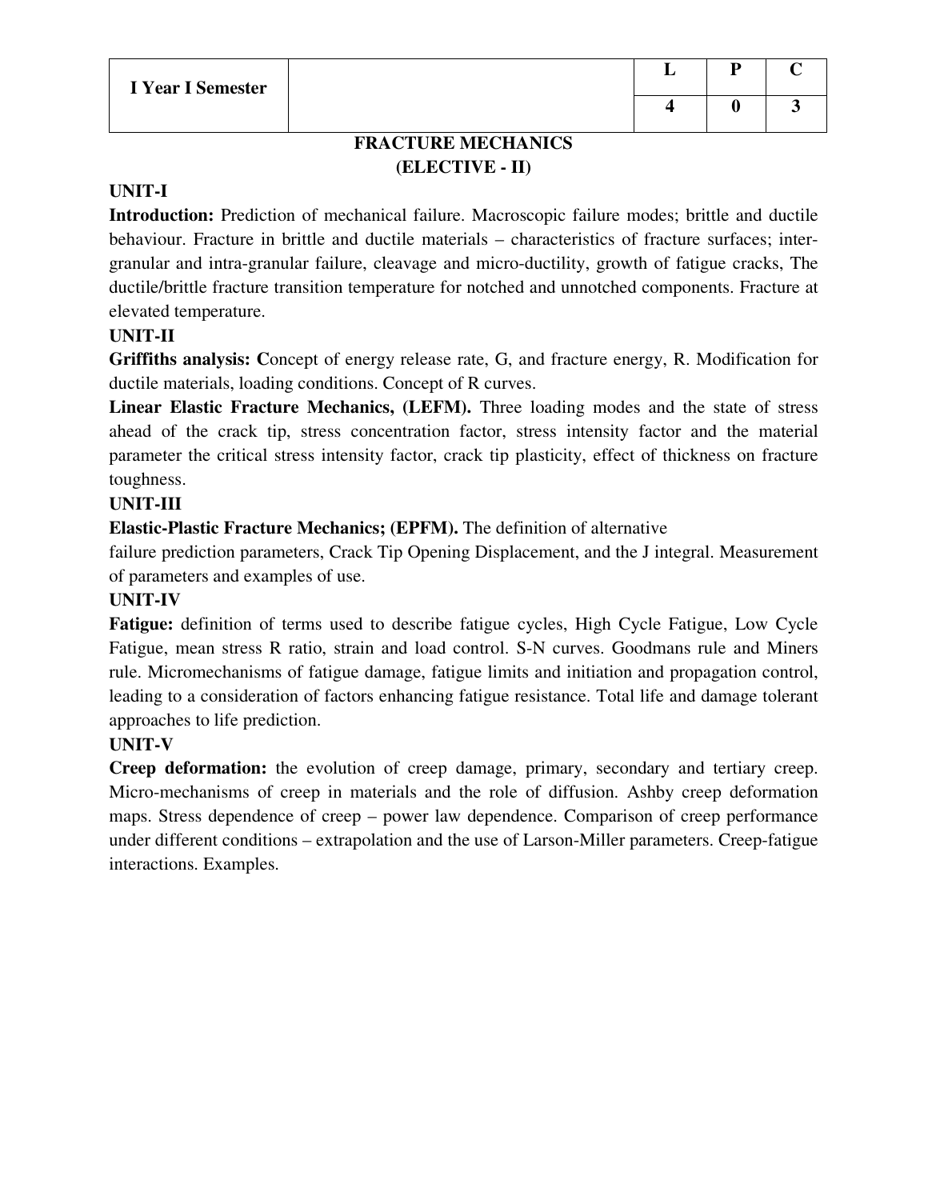| I Year I Semester | | L | P | C |
|---|---|---|---|---|
| | | 4 | 0 | 3 |

## FRACTURE MECHANICS
## (ELECTIVE - II)

### UNIT-I

**Introduction:** Prediction of mechanical failure. Macroscopic failure modes; brittle and ductile behaviour. Fracture in brittle and ductile materials – characteristics of fracture surfaces; inter-granular and intra-granular failure, cleavage and micro-ductility, growth of fatigue cracks, The ductile/brittle fracture transition temperature for notched and unnotched components. Fracture at elevated temperature.

### UNIT-II

**Griffiths analysis: C**oncept of energy release rate, G, and fracture energy, R. Modification for ductile materials, loading conditions. Concept of R curves.

**Linear Elastic Fracture Mechanics, (LEFM).** Three loading modes and the state of stress ahead of the crack tip, stress concentration factor, stress intensity factor and the material parameter the critical stress intensity factor, crack tip plasticity, effect of thickness on fracture toughness.

### UNIT-III

**Elastic-Plastic Fracture Mechanics; (EPFM).** The definition of alternative failure prediction parameters, Crack Tip Opening Displacement, and the J integral. Measurement of parameters and examples of use.

### UNIT-IV

**Fatigue:** definition of terms used to describe fatigue cycles, High Cycle Fatigue, Low Cycle Fatigue, mean stress R ratio, strain and load control. S-N curves. Goodmans rule and Miners rule. Micromechanisms of fatigue damage, fatigue limits and initiation and propagation control, leading to a consideration of factors enhancing fatigue resistance. Total life and damage tolerant approaches to life prediction.

### UNIT-V

**Creep deformation:** the evolution of creep damage, primary, secondary and tertiary creep. Micro-mechanisms of creep in materials and the role of diffusion. Ashby creep deformation maps. Stress dependence of creep – power law dependence. Comparison of creep performance under different conditions – extrapolation and the use of Larson-Miller parameters. Creep-fatigue interactions. Examples.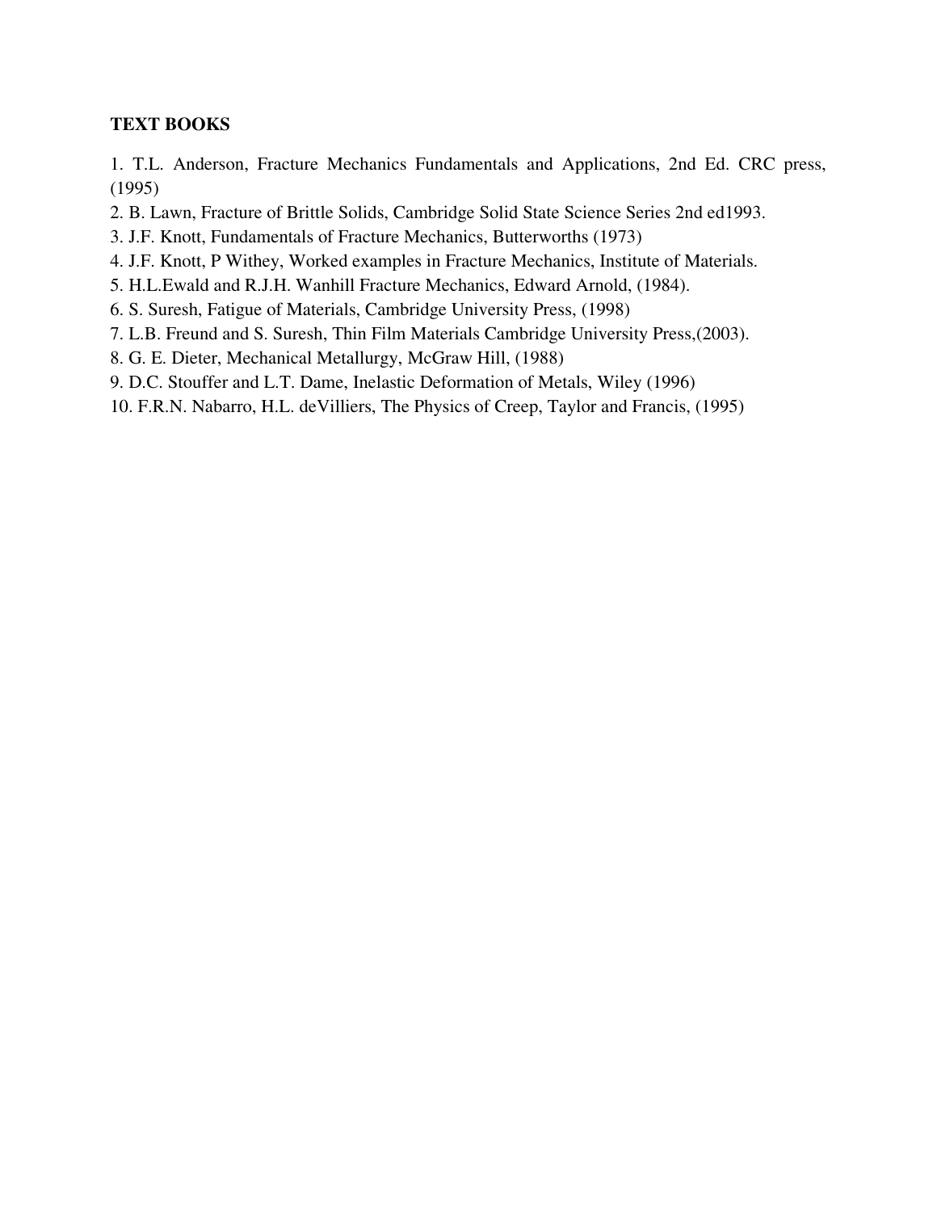**TEXT BOOKS**

1. T.L. Anderson, Fracture Mechanics Fundamentals and Applications, 2nd Ed. CRC press, (1995)
2. B. Lawn, Fracture of Brittle Solids, Cambridge Solid State Science Series 2nd ed1993.
3. J.F. Knott, Fundamentals of Fracture Mechanics, Butterworths (1973)
4. J.F. Knott, P Withey, Worked examples in Fracture Mechanics, Institute of Materials.
5. H.L.Ewald and R.J.H. Wanhill Fracture Mechanics, Edward Arnold, (1984).
6. S. Suresh, Fatigue of Materials, Cambridge University Press, (1998)
7. L.B. Freund and S. Suresh, Thin Film Materials Cambridge University Press,(2003).
8. G. E. Dieter, Mechanical Metallurgy, McGraw Hill, (1988)
9. D.C. Stouffer and L.T. Dame, Inelastic Deformation of Metals, Wiley (1996)
10. F.R.N. Nabarro, H.L. deVilliers, The Physics of Creep, Taylor and Francis, (1995)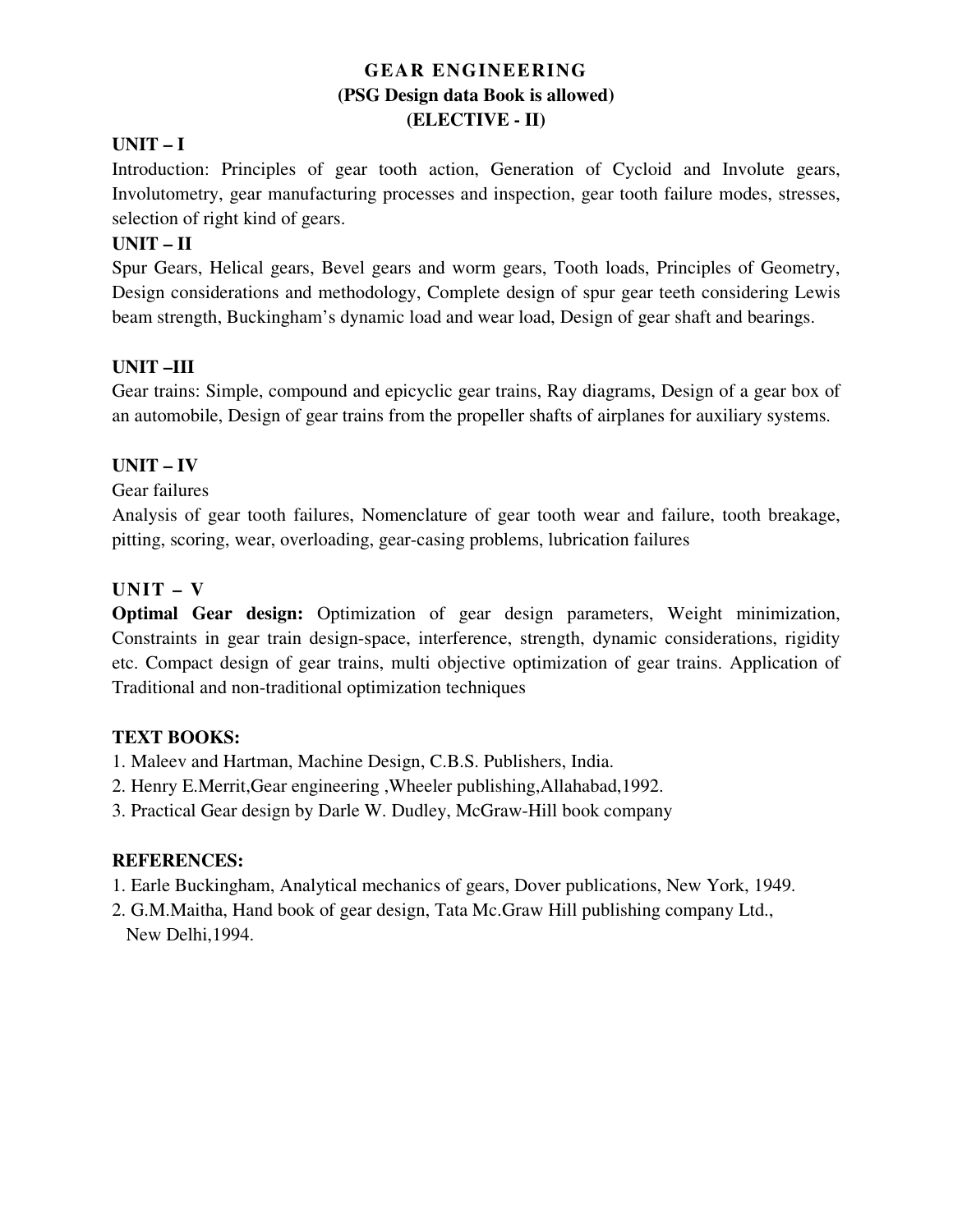# GEAR ENGINEERING
## (PSG Design data Book is allowed)
## (ELECTIVE - II)

### UNIT – I

Introduction: Principles of gear tooth action, Generation of Cycloid and Involute gears, Involutometry, gear manufacturing processes and inspection, gear tooth failure modes, stresses, selection of right kind of gears.

### UNIT – II

Spur Gears, Helical gears, Bevel gears and worm gears, Tooth loads, Principles of Geometry, Design considerations and methodology, Complete design of spur gear teeth considering Lewis beam strength, Buckingham's dynamic load and wear load, Design of gear shaft and bearings.

### UNIT –III

Gear trains: Simple, compound and epicyclic gear trains, Ray diagrams, Design of a gear box of an automobile, Design of gear trains from the propeller shafts of airplanes for auxiliary systems.

### UNIT – IV

Gear failures

Analysis of gear tooth failures, Nomenclature of gear tooth wear and failure, tooth breakage, pitting, scoring, wear, overloading, gear-casing problems, lubrication failures

### UNIT – V

**Optimal Gear design:** Optimization of gear design parameters, Weight minimization, Constraints in gear train design-space, interference, strength, dynamic considerations, rigidity etc. Compact design of gear trains, multi objective optimization of gear trains. Application of Traditional and non-traditional optimization techniques

### TEXT BOOKS:

1. Maleev and Hartman, Machine Design, C.B.S. Publishers, India.
2. Henry E.Merrit,Gear engineering ,Wheeler publishing,Allahabad,1992.
3. Practical Gear design by Darle W. Dudley, McGraw-Hill book company

### REFERENCES:

1. Earle Buckingham, Analytical mechanics of gears, Dover publications, New York, 1949.
2. G.M.Maitha, Hand book of gear design, Tata Mc.Graw Hill publishing company Ltd., New Delhi,1994.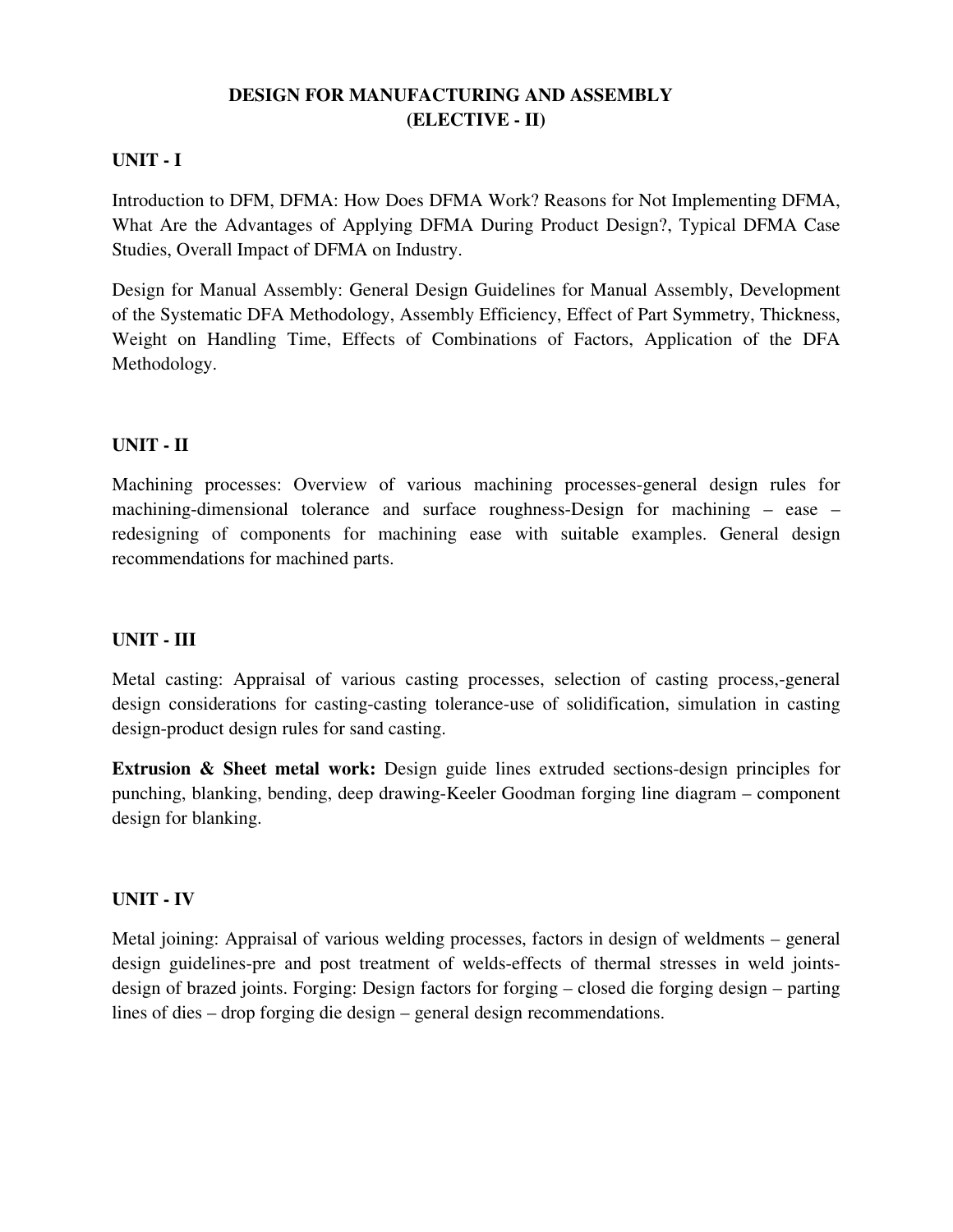# DESIGN FOR MANUFACTURING AND ASSEMBLY
# (ELECTIVE - II)

## UNIT - I

Introduction to DFM, DFMA: How Does DFMA Work? Reasons for Not Implementing DFMA, What Are the Advantages of Applying DFMA During Product Design?, Typical DFMA Case Studies, Overall Impact of DFMA on Industry.

Design for Manual Assembly: General Design Guidelines for Manual Assembly, Development of the Systematic DFA Methodology, Assembly Efficiency, Effect of Part Symmetry, Thickness, Weight on Handling Time, Effects of Combinations of Factors, Application of the DFA Methodology.

## UNIT - II

Machining processes: Overview of various machining processes-general design rules for machining-dimensional tolerance and surface roughness-Design for machining – ease – redesigning of components for machining ease with suitable examples. General design recommendations for machined parts.

## UNIT - III

Metal casting: Appraisal of various casting processes, selection of casting process,-general design considerations for casting-casting tolerance-use of solidification, simulation in casting design-product design rules for sand casting.

**Extrusion & Sheet metal work:** Design guide lines extruded sections-design principles for punching, blanking, bending, deep drawing-Keeler Goodman forging line diagram – component design for blanking.

## UNIT - IV

Metal joining: Appraisal of various welding processes, factors in design of weldments – general design guidelines-pre and post treatment of welds-effects of thermal stresses in weld joints-design of brazed joints. Forging: Design factors for forging – closed die forging design – parting lines of dies – drop forging die design – general design recommendations.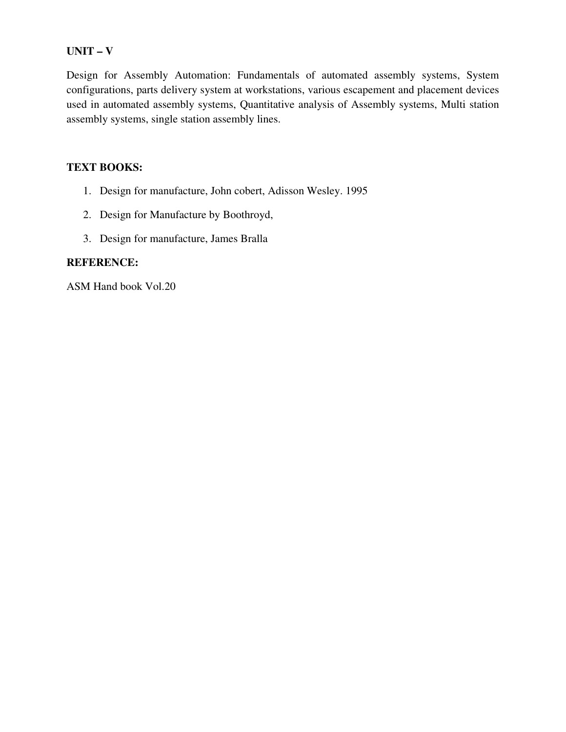**UNIT – V**

Design for Assembly Automation: Fundamentals of automated assembly systems, System configurations, parts delivery system at workstations, various escapement and placement devices used in automated assembly systems, Quantitative analysis of Assembly systems, Multi station assembly systems, single station assembly lines.

**TEXT BOOKS:**

1. Design for manufacture, John cobert, Adisson Wesley. 1995
2. Design for Manufacture by Boothroyd,
3. Design for manufacture, James Bralla

**REFERENCE:**

ASM Hand book Vol.20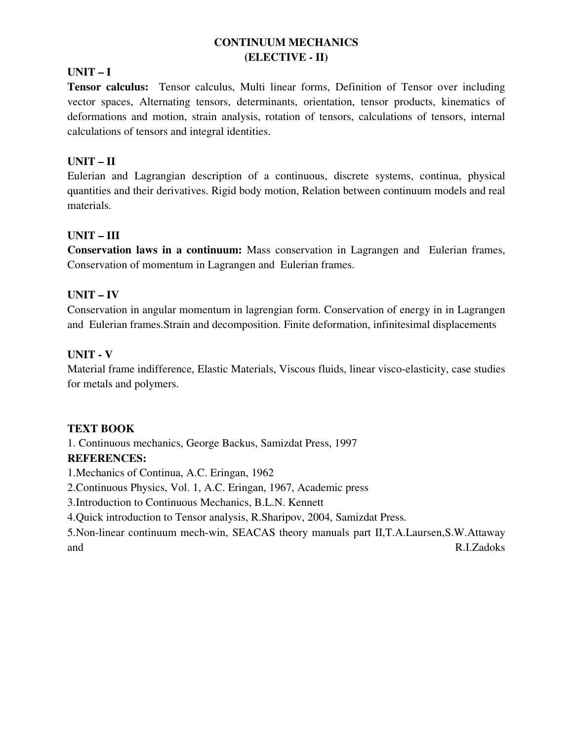# CONTINUUM MECHANICS
## (ELECTIVE - II)

### UNIT – I

**Tensor calculus:** Tensor calculus, Multi linear forms, Definition of Tensor over including vector spaces, Alternating tensors, determinants, orientation, tensor products, kinematics of deformations and motion, strain analysis, rotation of tensors, calculations of tensors, internal calculations of tensors and integral identities.

### UNIT – II

Eulerian and Lagrangian description of a continuous, discrete systems, continua, physical quantities and their derivatives. Rigid body motion, Relation between continuum models and real materials.

### UNIT – III

**Conservation laws in a continuum:** Mass conservation in Lagrangen and Eulerian frames, Conservation of momentum in Lagrangen and Eulerian frames.

### UNIT – IV

Conservation in angular momentum in lagrengian form. Conservation of energy in in Lagrangen and Eulerian frames.Strain and decomposition. Finite deformation, infinitesimal displacements

### UNIT - V

Material frame indifference, Elastic Materials, Viscous fluids, linear visco-elasticity, case studies for metals and polymers.

**TEXT BOOK**

1. Continuous mechanics, George Backus, Samizdat Press, 1997

**REFERENCES:**

1.Mechanics of Continua, A.C. Eringan, 1962

2.Continuous Physics, Vol. 1, A.C. Eringan, 1967, Academic press

3.Introduction to Continuous Mechanics, B.L.N. Kennett

4.Quick introduction to Tensor analysis, R.Sharipov, 2004, Samizdat Press.

5.Non-linear continuum mech-win, SEACAS theory manuals part II,T.A.Laursen,S.W.Attaway and R.I.Zadoks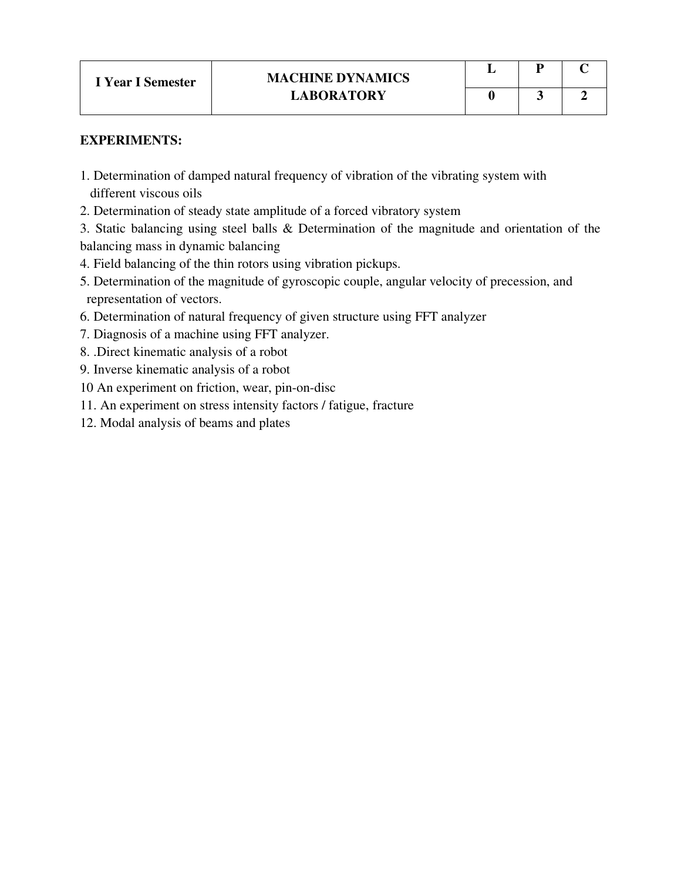| I Year I Semester | MACHINE DYNAMICS LABORATORY | L | P | C |
|---|---|---|---|---|
| | | 0 | 3 | 2 |

**EXPERIMENTS:**

1. Determination of damped natural frequency of vibration of the vibrating system with different viscous oils
2. Determination of steady state amplitude of a forced vibratory system
3. Static balancing using steel balls & Determination of the magnitude and orientation of the balancing mass in dynamic balancing
4. Field balancing of the thin rotors using vibration pickups.
5. Determination of the magnitude of gyroscopic couple, angular velocity of precession, and representation of vectors.
6. Determination of natural frequency of given structure using FFT analyzer
7. Diagnosis of a machine using FFT analyzer.
8. .Direct kinematic analysis of a robot
9. Inverse kinematic analysis of a robot
10 An experiment on friction, wear, pin-on-disc
11. An experiment on stress intensity factors / fatigue, fracture
12. Modal analysis of beams and plates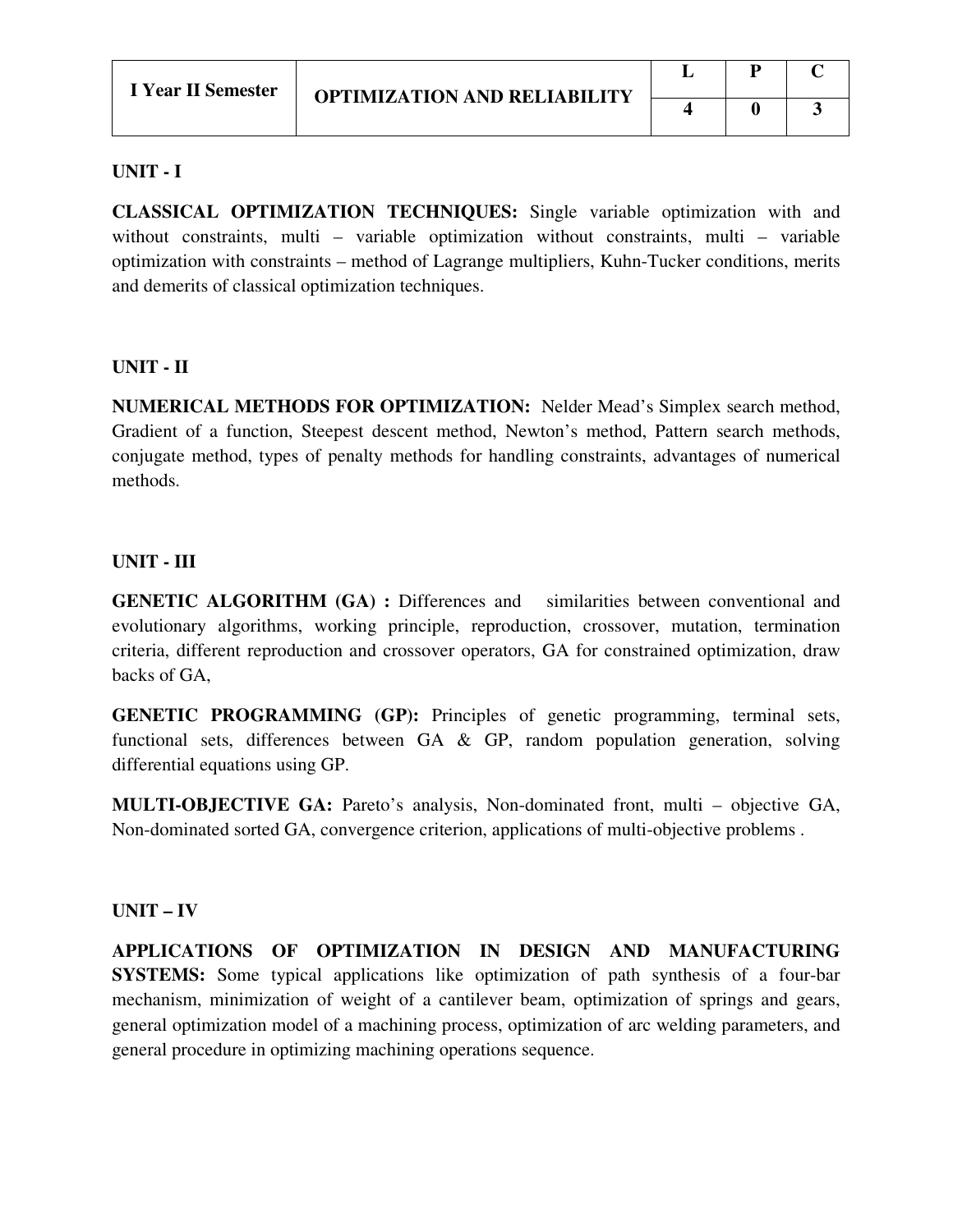| I Year II Semester | OPTIMIZATION AND RELIABILITY | L | P | C |
|---|---|---|---|---|
| | | 4 | 0 | 3 |

**UNIT - I**

**CLASSICAL OPTIMIZATION TECHNIQUES:** Single variable optimization with and without constraints, multi – variable optimization without constraints, multi – variable optimization with constraints – method of Lagrange multipliers, Kuhn-Tucker conditions, merits and demerits of classical optimization techniques.

**UNIT - II**

**NUMERICAL METHODS FOR OPTIMIZATION:** Nelder Mead's Simplex search method, Gradient of a function, Steepest descent method, Newton's method, Pattern search methods, conjugate method, types of penalty methods for handling constraints, advantages of numerical methods.

**UNIT - III**

**GENETIC ALGORITHM (GA) :** Differences and similarities between conventional and evolutionary algorithms, working principle, reproduction, crossover, mutation, termination criteria, different reproduction and crossover operators, GA for constrained optimization, draw backs of GA,

**GENETIC PROGRAMMING (GP):** Principles of genetic programming, terminal sets, functional sets, differences between GA & GP, random population generation, solving differential equations using GP.

**MULTI-OBJECTIVE GA:** Pareto's analysis, Non-dominated front, multi – objective GA, Non-dominated sorted GA, convergence criterion, applications of multi-objective problems .

**UNIT – IV**

**APPLICATIONS OF OPTIMIZATION IN DESIGN AND MANUFACTURING SYSTEMS:** Some typical applications like optimization of path synthesis of a four-bar mechanism, minimization of weight of a cantilever beam, optimization of springs and gears, general optimization model of a machining process, optimization of arc welding parameters, and general procedure in optimizing machining operations sequence.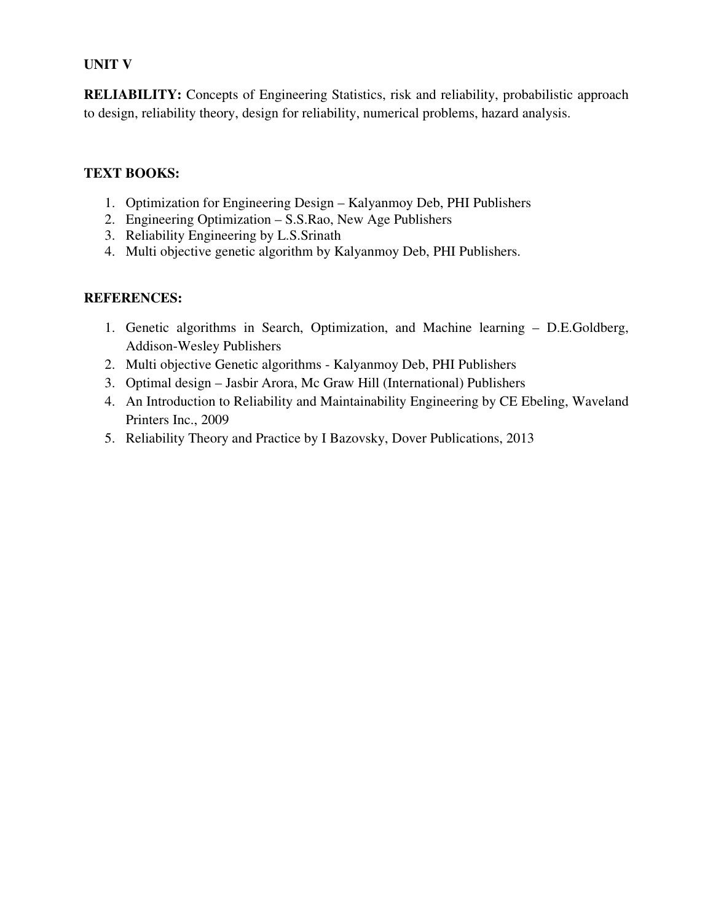**UNIT V**

**RELIABILITY:** Concepts of Engineering Statistics, risk and reliability, probabilistic approach to design, reliability theory, design for reliability, numerical problems, hazard analysis.

**TEXT BOOKS:**

1. Optimization for Engineering Design – Kalyanmoy Deb, PHI Publishers
2. Engineering Optimization – S.S.Rao, New Age Publishers
3. Reliability Engineering by L.S.Srinath
4. Multi objective genetic algorithm by Kalyanmoy Deb, PHI Publishers.

**REFERENCES:**

1. Genetic algorithms in Search, Optimization, and Machine learning – D.E.Goldberg, Addison-Wesley Publishers
2. Multi objective Genetic algorithms - Kalyanmoy Deb, PHI Publishers
3. Optimal design – Jasbir Arora, Mc Graw Hill (International) Publishers
4. An Introduction to Reliability and Maintainability Engineering by CE Ebeling, Waveland Printers Inc., 2009
5. Reliability Theory and Practice by I Bazovsky, Dover Publications, 2013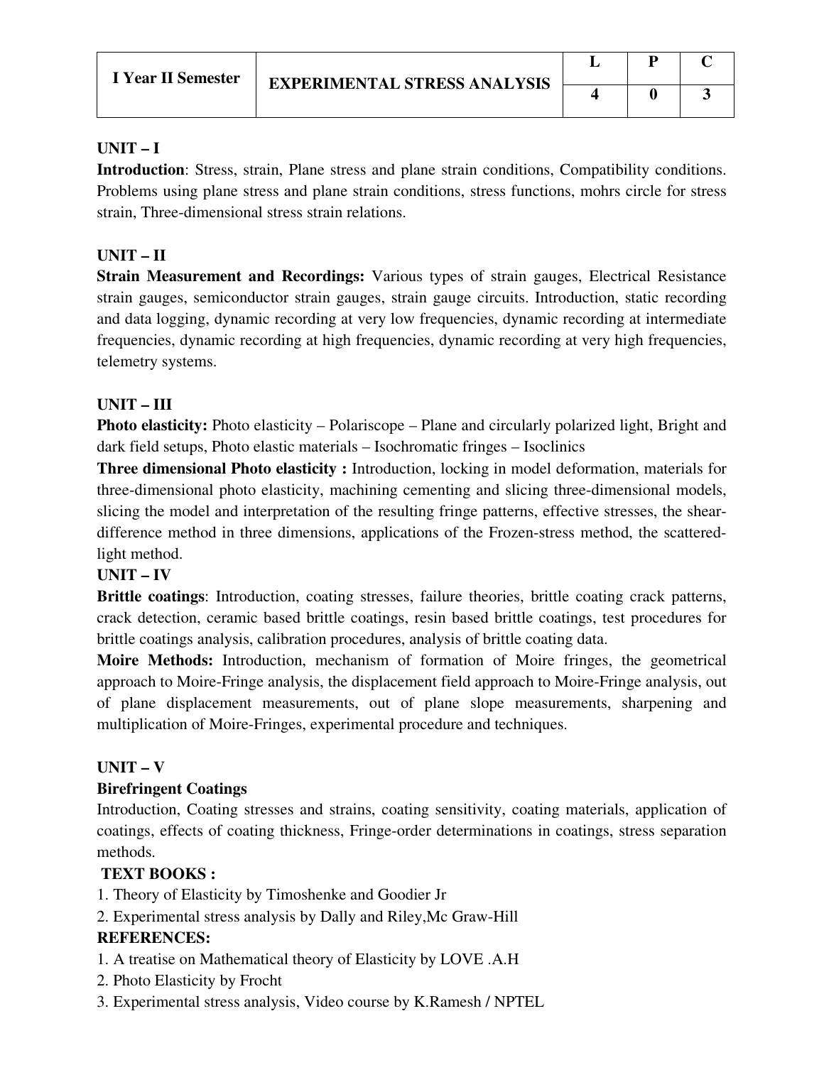| I Year II Semester | EXPERIMENTAL STRESS ANALYSIS | L | P | C |
|---|---|---|---|---|
| | | 4 | 0 | 3 |

**UNIT – I**

**Introduction**: Stress, strain, Plane stress and plane strain conditions, Compatibility conditions. Problems using plane stress and plane strain conditions, stress functions, mohrs circle for stress strain, Three-dimensional stress strain relations.

**UNIT – II**

**Strain Measurement and Recordings:** Various types of strain gauges, Electrical Resistance strain gauges, semiconductor strain gauges, strain gauge circuits. Introduction, static recording and data logging, dynamic recording at very low frequencies, dynamic recording at intermediate frequencies, dynamic recording at high frequencies, dynamic recording at very high frequencies, telemetry systems.

**UNIT – III**

**Photo elasticity:** Photo elasticity – Polariscope – Plane and circularly polarized light, Bright and dark field setups, Photo elastic materials – Isochromatic fringes – Isoclinics

**Three dimensional Photo elasticity :** Introduction, locking in model deformation, materials for three-dimensional photo elasticity, machining cementing and slicing three-dimensional models, slicing the model and interpretation of the resulting fringe patterns, effective stresses, the shear-difference method in three dimensions, applications of the Frozen-stress method, the scattered-light method.

**UNIT – IV**

**Brittle coatings**: Introduction, coating stresses, failure theories, brittle coating crack patterns, crack detection, ceramic based brittle coatings, resin based brittle coatings, test procedures for brittle coatings analysis, calibration procedures, analysis of brittle coating data.

**Moire Methods:** Introduction, mechanism of formation of Moire fringes, the geometrical approach to Moire-Fringe analysis, the displacement field approach to Moire-Fringe analysis, out of plane displacement measurements, out of plane slope measurements, sharpening and multiplication of Moire-Fringes, experimental procedure and techniques.

**UNIT – V**

**Birefringent Coatings**

Introduction, Coating stresses and strains, coating sensitivity, coating materials, application of coatings, effects of coating thickness, Fringe-order determinations in coatings, stress separation methods.

**TEXT BOOKS :**

1. Theory of Elasticity by Timoshenke and Goodier Jr
2. Experimental stress analysis by Dally and Riley,Mc Graw-Hill

**REFERENCES:**

1. A treatise on Mathematical theory of Elasticity by LOVE .A.H
2. Photo Elasticity by Frocht
3. Experimental stress analysis, Video course by K.Ramesh / NPTEL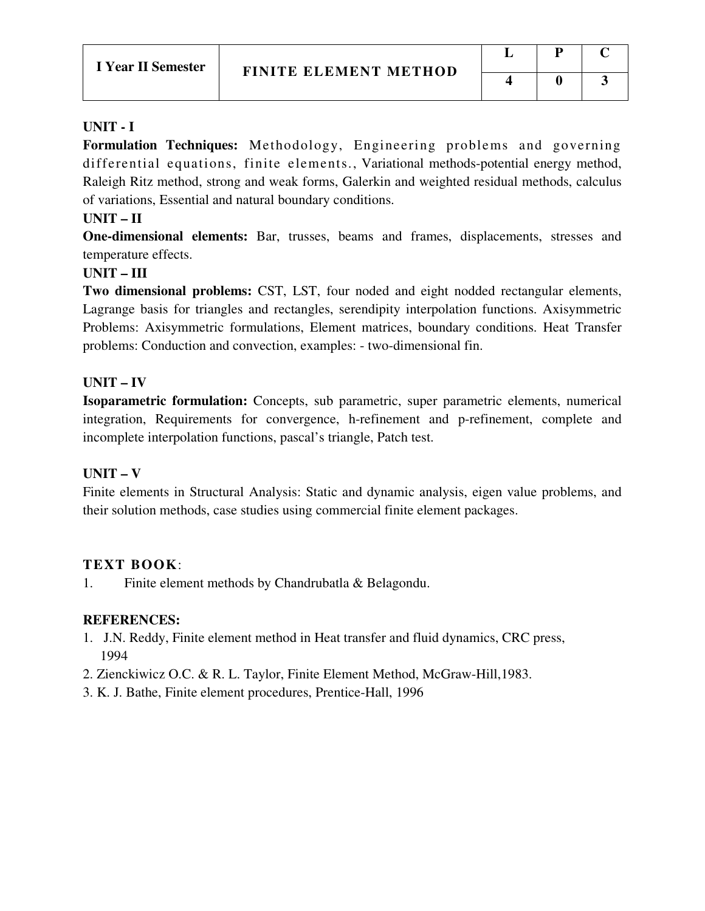| I Year II Semester | FINITE ELEMENT METHOD | L | P | C |
|---|---|---|---|---|
| | | 4 | 0 | 3 |

**UNIT - I**

**Formulation Techniques:** Methodology, Engineering problems and governing differential equations, finite elements., Variational methods-potential energy method, Raleigh Ritz method, strong and weak forms, Galerkin and weighted residual methods, calculus of variations, Essential and natural boundary conditions.

**UNIT – II**

**One-dimensional elements:** Bar, trusses, beams and frames, displacements, stresses and temperature effects.

**UNIT – III**

**Two dimensional problems:** CST, LST, four noded and eight nodded rectangular elements, Lagrange basis for triangles and rectangles, serendipity interpolation functions. Axisymmetric Problems: Axisymmetric formulations, Element matrices, boundary conditions. Heat Transfer problems: Conduction and convection, examples: - two-dimensional fin.

**UNIT – IV**

**Isoparametric formulation:** Concepts, sub parametric, super parametric elements, numerical integration, Requirements for convergence, h-refinement and p-refinement, complete and incomplete interpolation functions, pascal's triangle, Patch test.

**UNIT – V**

Finite elements in Structural Analysis: Static and dynamic analysis, eigen value problems, and their solution methods, case studies using commercial finite element packages.

**TEXT BOOK**:

1. Finite element methods by Chandrubatla & Belagondu.

**REFERENCES:**

1. J.N. Reddy, Finite element method in Heat transfer and fluid dynamics, CRC press, 1994
2. Zienckiwicz O.C. & R. L. Taylor, Finite Element Method, McGraw-Hill,1983.
3. K. J. Bathe, Finite element procedures, Prentice-Hall, 1996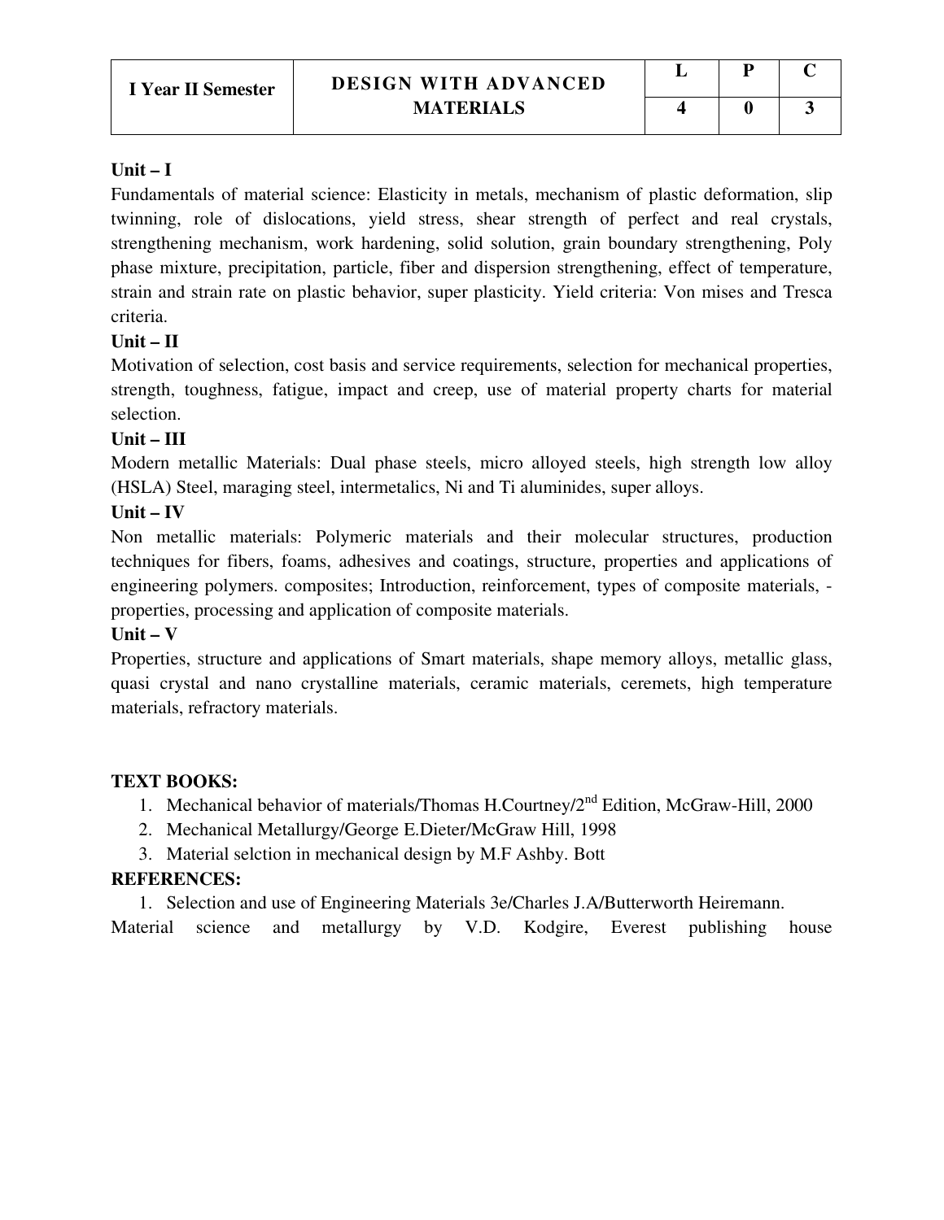| I Year II Semester | DESIGN WITH ADVANCED MATERIALS | L | P | C |
|---|---|---|---|---|
| | | 4 | 0 | 3 |

**Unit – I**

Fundamentals of material science: Elasticity in metals, mechanism of plastic deformation, slip twinning, role of dislocations, yield stress, shear strength of perfect and real crystals, strengthening mechanism, work hardening, solid solution, grain boundary strengthening, Poly phase mixture, precipitation, particle, fiber and dispersion strengthening, effect of temperature, strain and strain rate on plastic behavior, super plasticity. Yield criteria: Von mises and Tresca criteria.

**Unit – II**

Motivation of selection, cost basis and service requirements, selection for mechanical properties, strength, toughness, fatigue, impact and creep, use of material property charts for material selection.

**Unit – III**

Modern metallic Materials: Dual phase steels, micro alloyed steels, high strength low alloy (HSLA) Steel, maraging steel, intermetalics, Ni and Ti aluminides, super alloys.

**Unit – IV**

Non metallic materials: Polymeric materials and their molecular structures, production techniques for fibers, foams, adhesives and coatings, structure, properties and applications of engineering polymers. composites; Introduction, reinforcement, types of composite materials, -properties, processing and application of composite materials.

**Unit – V**

Properties, structure and applications of Smart materials, shape memory alloys, metallic glass, quasi crystal and nano crystalline materials, ceramic materials, ceremets, high temperature materials, refractory materials.

**TEXT BOOKS:**

1. Mechanical behavior of materials/Thomas H.Courtney/2nd Edition, McGraw-Hill, 2000
2. Mechanical Metallurgy/George E.Dieter/McGraw Hill, 1998
3. Material selction in mechanical design by M.F Ashby. Bott

**REFERENCES:**

1. Selection and use of Engineering Materials 3e/Charles J.A/Butterworth Heiremann.

Material science and metallurgy by V.D. Kodgire, Everest publishing house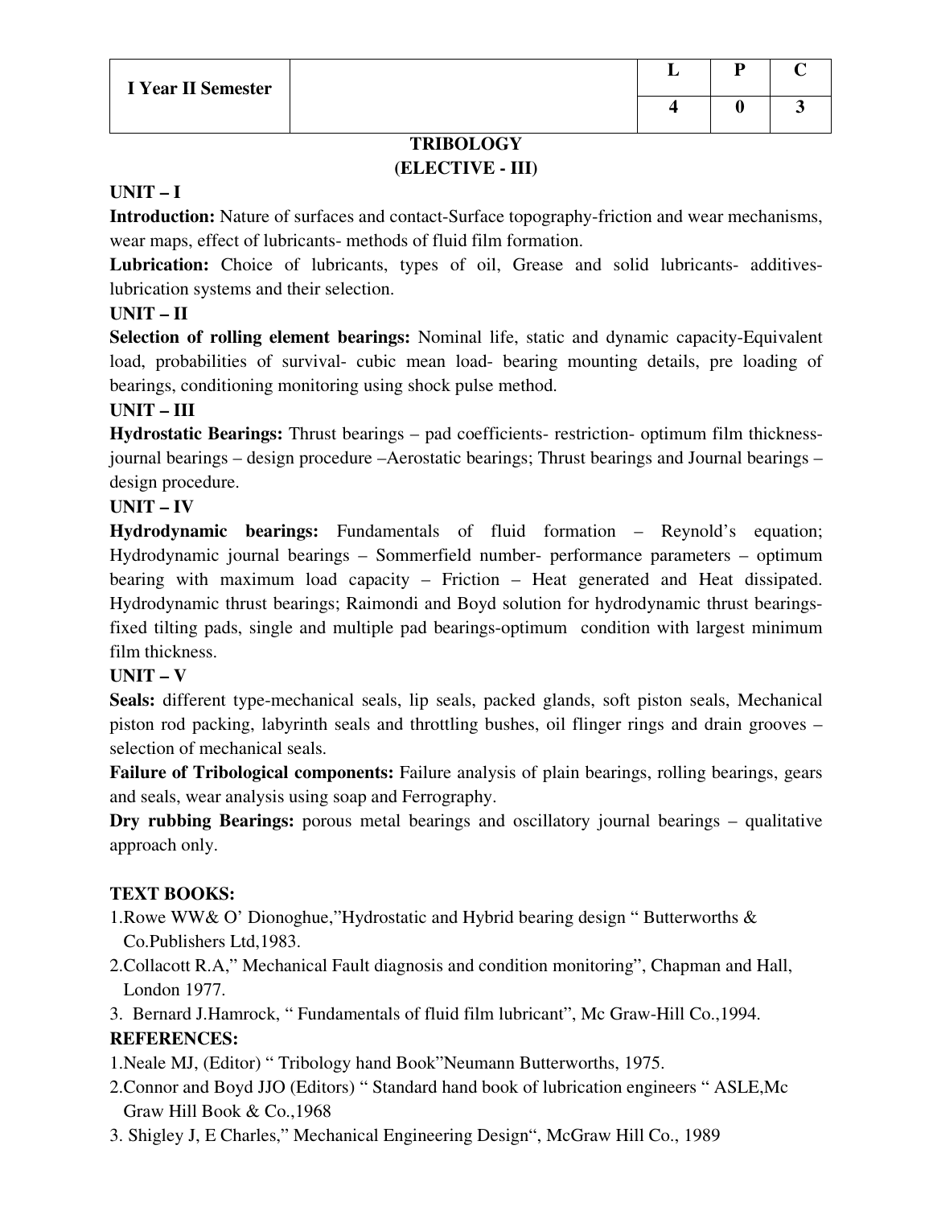| I Year II Semester | | L | P | C |
|---|---|---|---|---|
| | | 4 | 0 | 3 |

# TRIBOLOGY
## (ELECTIVE - III)

**UNIT – I**

**Introduction:** Nature of surfaces and contact-Surface topography-friction and wear mechanisms, wear maps, effect of lubricants- methods of fluid film formation.

**Lubrication:** Choice of lubricants, types of oil, Grease and solid lubricants- additives-lubrication systems and their selection.

**UNIT – II**

**Selection of rolling element bearings:** Nominal life, static and dynamic capacity-Equivalent load, probabilities of survival- cubic mean load- bearing mounting details, pre loading of bearings, conditioning monitoring using shock pulse method.

**UNIT – III**

**Hydrostatic Bearings:** Thrust bearings – pad coefficients- restriction- optimum film thickness-journal bearings – design procedure –Aerostatic bearings; Thrust bearings and Journal bearings – design procedure.

**UNIT – IV**

**Hydrodynamic bearings:** Fundamentals of fluid formation – Reynold's equation; Hydrodynamic journal bearings – Sommerfield number- performance parameters – optimum bearing with maximum load capacity – Friction – Heat generated and Heat dissipated. Hydrodynamic thrust bearings; Raimondi and Boyd solution for hydrodynamic thrust bearings-fixed tilting pads, single and multiple pad bearings-optimum condition with largest minimum film thickness.

**UNIT – V**

**Seals:** different type-mechanical seals, lip seals, packed glands, soft piston seals, Mechanical piston rod packing, labyrinth seals and throttling bushes, oil flinger rings and drain grooves – selection of mechanical seals.

**Failure of Tribological components:** Failure analysis of plain bearings, rolling bearings, gears and seals, wear analysis using soap and Ferrography.

**Dry rubbing Bearings:** porous metal bearings and oscillatory journal bearings – qualitative approach only.

**TEXT BOOKS:**

1. Rowe WW& O' Dionoghue,"Hydrostatic and Hybrid bearing design " Butterworths & Co.Publishers Ltd,1983.
2. Collacott R.A," Mechanical Fault diagnosis and condition monitoring", Chapman and Hall, London 1977.
3. Bernard J.Hamrock, " Fundamentals of fluid film lubricant", Mc Graw-Hill Co.,1994.

**REFERENCES:**

1. Neale MJ, (Editor) " Tribology hand Book"Neumann Butterworths, 1975.
2. Connor and Boyd JJO (Editors) " Standard hand book of lubrication engineers " ASLE,Mc Graw Hill Book & Co.,1968
3. Shigley J, E Charles," Mechanical Engineering Design", McGraw Hill Co., 1989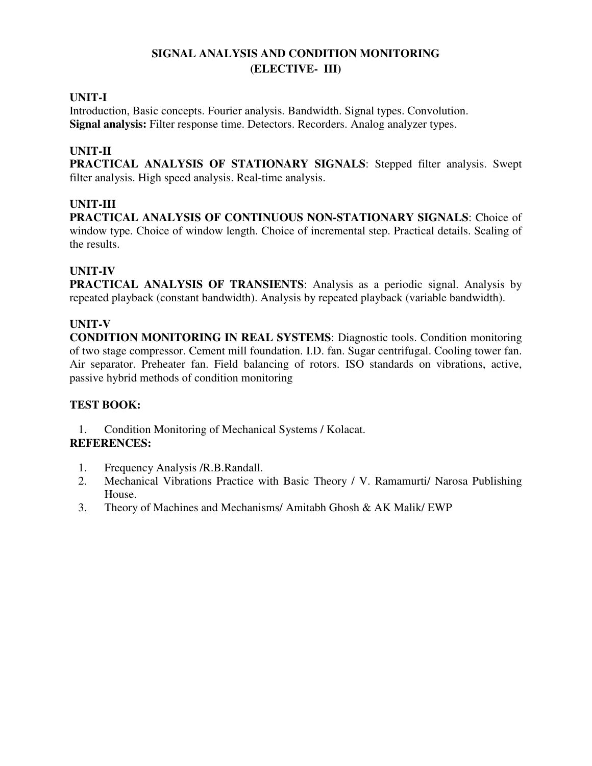# SIGNAL ANALYSIS AND CONDITION MONITORING
## (ELECTIVE- III)

### UNIT-I

Introduction, Basic concepts. Fourier analysis. Bandwidth. Signal types. Convolution.
**Signal analysis:** Filter response time. Detectors. Recorders. Analog analyzer types.

### UNIT-II

**PRACTICAL ANALYSIS OF STATIONARY SIGNALS**: Stepped filter analysis. Swept filter analysis. High speed analysis. Real-time analysis.

### UNIT-III

**PRACTICAL ANALYSIS OF CONTINUOUS NON-STATIONARY SIGNALS**: Choice of window type. Choice of window length. Choice of incremental step. Practical details. Scaling of the results.

### UNIT-IV

**PRACTICAL ANALYSIS OF TRANSIENTS**: Analysis as a periodic signal. Analysis by repeated playback (constant bandwidth). Analysis by repeated playback (variable bandwidth).

### UNIT-V

**CONDITION MONITORING IN REAL SYSTEMS**: Diagnostic tools. Condition monitoring of two stage compressor. Cement mill foundation. I.D. fan. Sugar centrifugal. Cooling tower fan. Air separator. Preheater fan. Field balancing of rotors. ISO standards on vibrations, active, passive hybrid methods of condition monitoring

### TEST BOOK:

1. Condition Monitoring of Mechanical Systems / Kolacat.

### REFERENCES:

1. Frequency Analysis /R.B.Randall.
2. Mechanical Vibrations Practice with Basic Theory / V. Ramamurti/ Narosa Publishing House.
3. Theory of Machines and Mechanisms/ Amitabh Ghosh & AK Malik/ EWP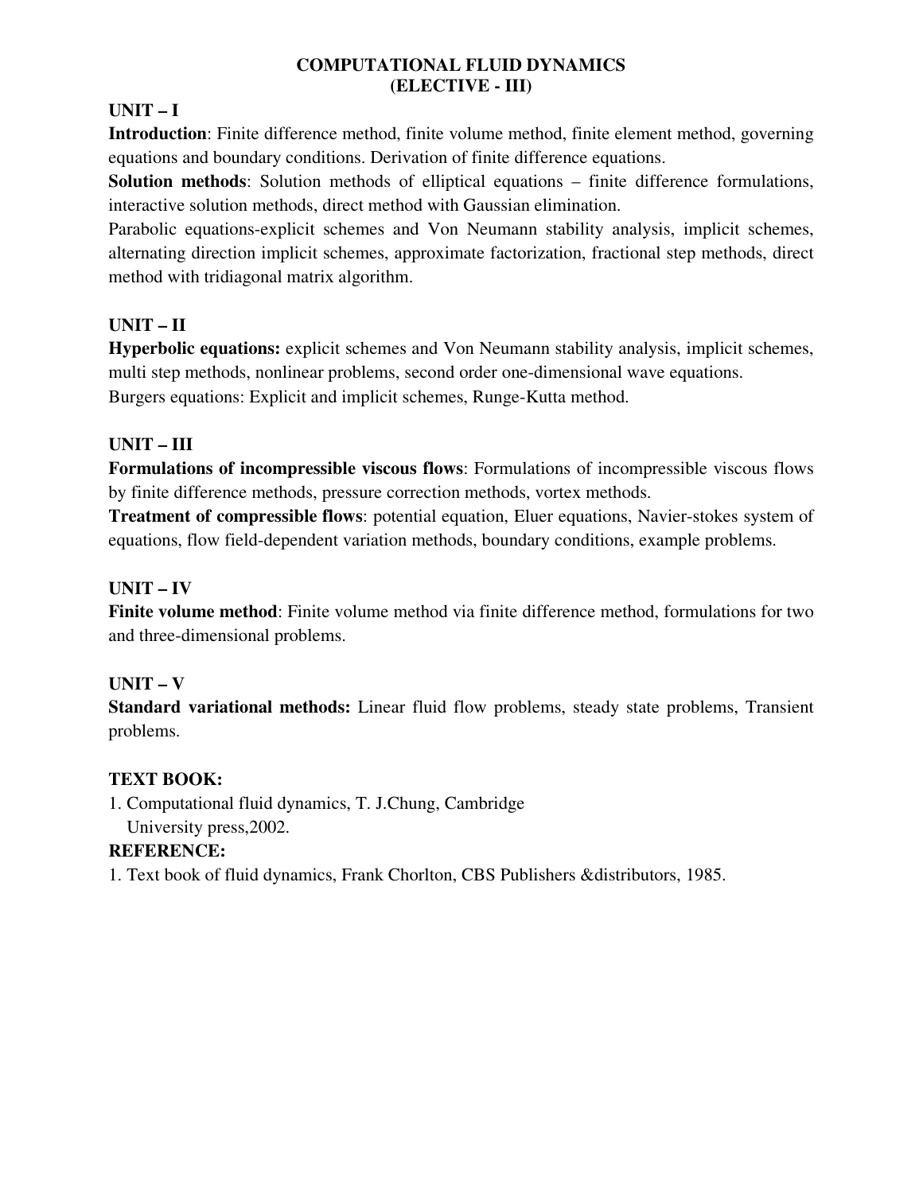# COMPUTATIONAL FLUID DYNAMICS
## (ELECTIVE - III)

### UNIT – I

**Introduction**: Finite difference method, finite volume method, finite element method, governing equations and boundary conditions. Derivation of finite difference equations.

**Solution methods**: Solution methods of elliptical equations – finite difference formulations, interactive solution methods, direct method with Gaussian elimination.

Parabolic equations-explicit schemes and Von Neumann stability analysis, implicit schemes, alternating direction implicit schemes, approximate factorization, fractional step methods, direct method with tridiagonal matrix algorithm.

### UNIT – II

**Hyperbolic equations:** explicit schemes and Von Neumann stability analysis, implicit schemes, multi step methods, nonlinear problems, second order one-dimensional wave equations.

Burgers equations: Explicit and implicit schemes, Runge-Kutta method.

### UNIT – III

**Formulations of incompressible viscous flows**: Formulations of incompressible viscous flows by finite difference methods, pressure correction methods, vortex methods.

**Treatment of compressible flows**: potential equation, Eluer equations, Navier-stokes system of equations, flow field-dependent variation methods, boundary conditions, example problems.

### UNIT – IV

**Finite volume method**: Finite volume method via finite difference method, formulations for two and three-dimensional problems.

### UNIT – V

**Standard variational methods:** Linear fluid flow problems, steady state problems, Transient problems.

### TEXT BOOK:

1. Computational fluid dynamics, T. J.Chung, Cambridge University press,2002.

### REFERENCE:

1. Text book of fluid dynamics, Frank Chorlton, CBS Publishers &distributors, 1985.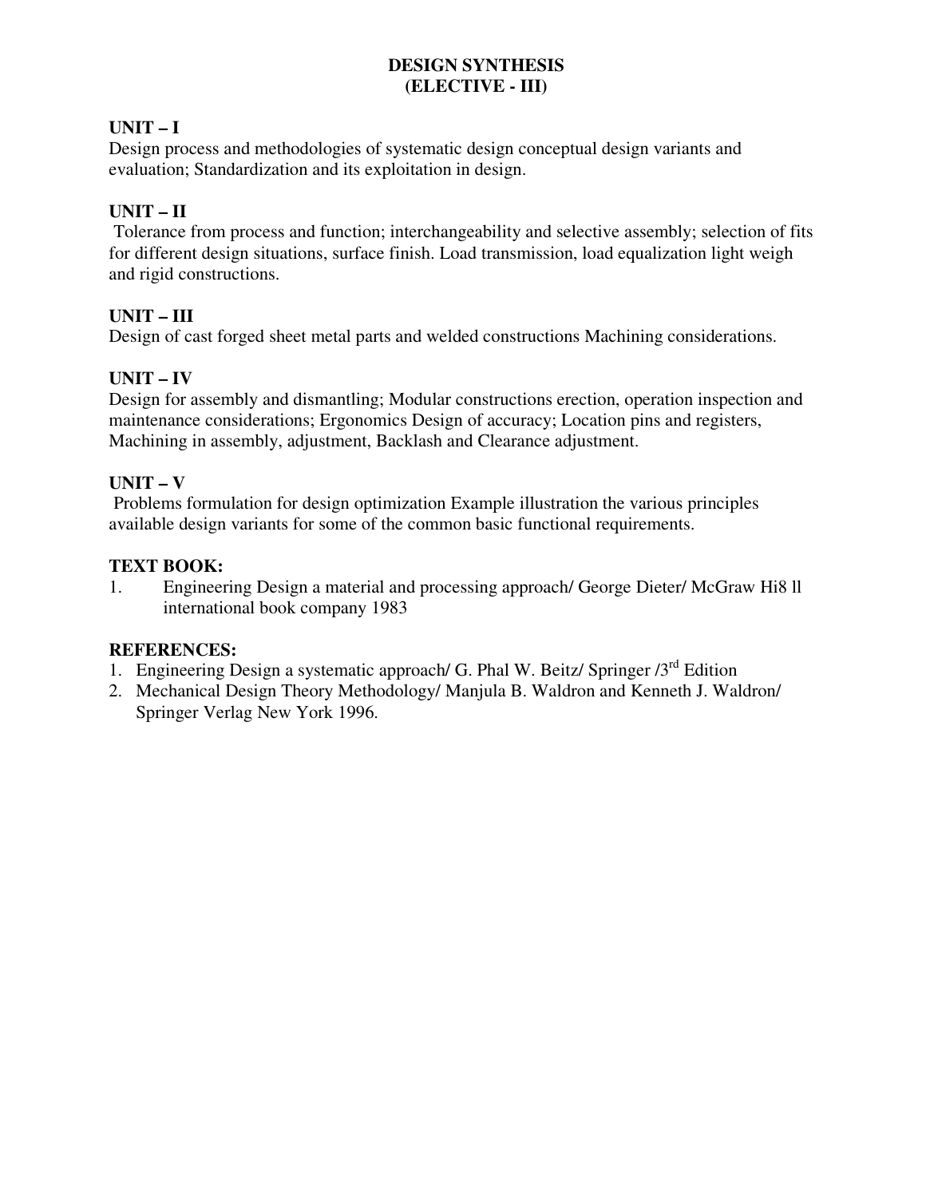# DESIGN SYNTHESIS
# (ELECTIVE - III)

## UNIT – I

Design process and methodologies of systematic design conceptual design variants and evaluation; Standardization and its exploitation in design.

## UNIT – II

Tolerance from process and function; interchangeability and selective assembly; selection of fits for different design situations, surface finish. Load transmission, load equalization light weigh and rigid constructions.

## UNIT – III

Design of cast forged sheet metal parts and welded constructions Machining considerations.

## UNIT – IV

Design for assembly and dismantling; Modular constructions erection, operation inspection and maintenance considerations; Ergonomics Design of accuracy; Location pins and registers, Machining in assembly, adjustment, Backlash and Clearance adjustment.

## UNIT – V

Problems formulation for design optimization Example illustration the various principles available design variants for some of the common basic functional requirements.

## TEXT BOOK:

1. Engineering Design a material and processing approach/ George Dieter/ McGraw Hi8 ll international book company 1983

## REFERENCES:

1. Engineering Design a systematic approach/ G. Phal W. Beitz/ Springer /3rd Edition
2. Mechanical Design Theory Methodology/ Manjula B. Waldron and Kenneth J. Waldron/ Springer Verlag New York 1996.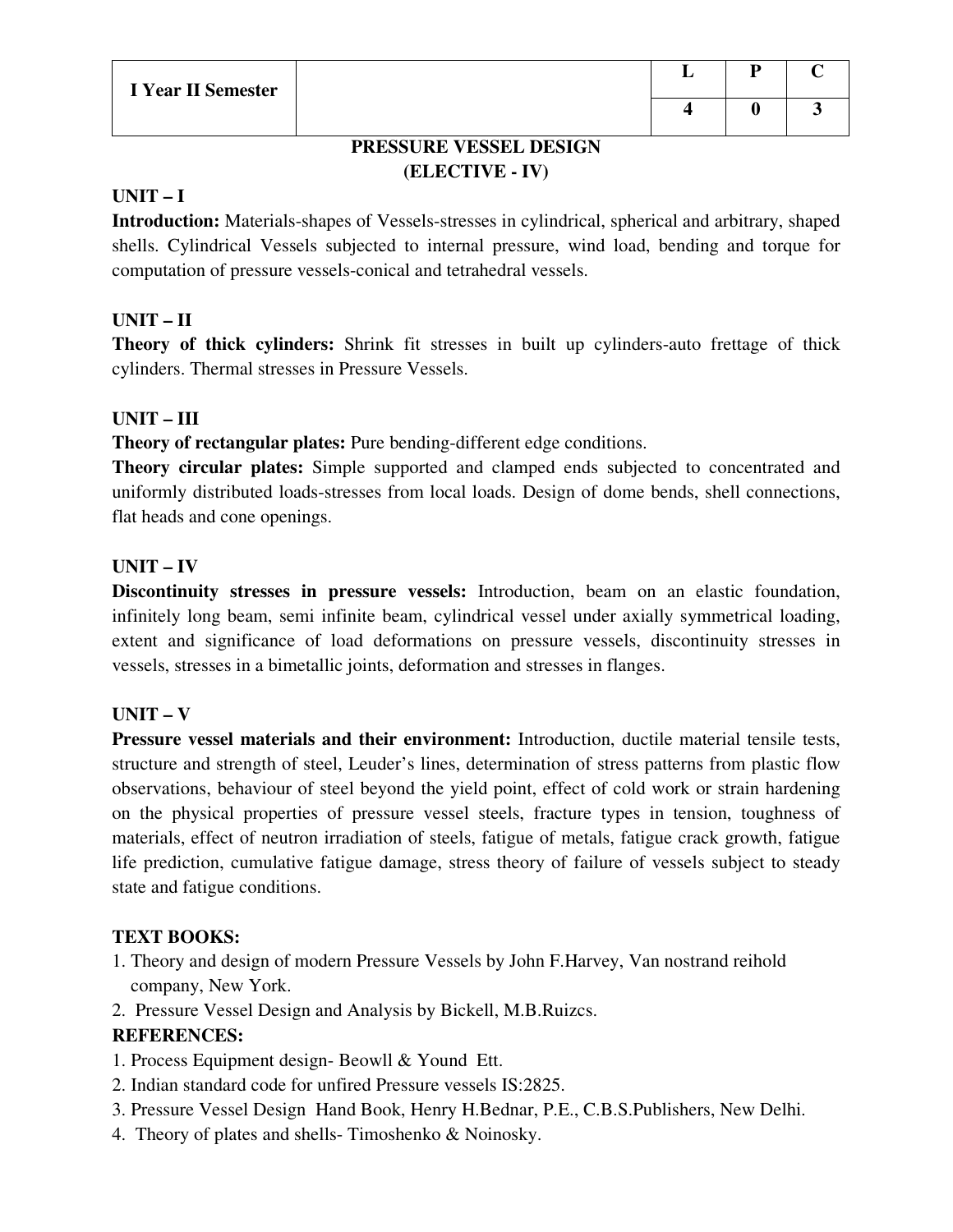| I Year II Semester | | L | P | C |
|---|---|---|---|---|
| | | 4 | 0 | 3 |

# PRESSURE VESSEL DESIGN
## (ELECTIVE - IV)

**UNIT – I**

**Introduction:** Materials-shapes of Vessels-stresses in cylindrical, spherical and arbitrary, shaped shells. Cylindrical Vessels subjected to internal pressure, wind load, bending and torque for computation of pressure vessels-conical and tetrahedral vessels.

**UNIT – II**

**Theory of thick cylinders:** Shrink fit stresses in built up cylinders-auto frettage of thick cylinders. Thermal stresses in Pressure Vessels.

**UNIT – III**

**Theory of rectangular plates:** Pure bending-different edge conditions.

**Theory circular plates:** Simple supported and clamped ends subjected to concentrated and uniformly distributed loads-stresses from local loads. Design of dome bends, shell connections, flat heads and cone openings.

**UNIT – IV**

**Discontinuity stresses in pressure vessels:** Introduction, beam on an elastic foundation, infinitely long beam, semi infinite beam, cylindrical vessel under axially symmetrical loading, extent and significance of load deformations on pressure vessels, discontinuity stresses in vessels, stresses in a bimetallic joints, deformation and stresses in flanges.

**UNIT – V**

**Pressure vessel materials and their environment:** Introduction, ductile material tensile tests, structure and strength of steel, Leuder's lines, determination of stress patterns from plastic flow observations, behaviour of steel beyond the yield point, effect of cold work or strain hardening on the physical properties of pressure vessel steels, fracture types in tension, toughness of materials, effect of neutron irradiation of steels, fatigue of metals, fatigue crack growth, fatigue life prediction, cumulative fatigue damage, stress theory of failure of vessels subject to steady state and fatigue conditions.

**TEXT BOOKS:**

1. Theory and design of modern Pressure Vessels by John F.Harvey, Van nostrand reihold company, New York.
2. Pressure Vessel Design and Analysis by Bickell, M.B.Ruizcs.

**REFERENCES:**

1. Process Equipment design- Beowll & Yound Ett.
2. Indian standard code for unfired Pressure vessels IS:2825.
3. Pressure Vessel Design Hand Book, Henry H.Bednar, P.E., C.B.S.Publishers, New Delhi.
4. Theory of plates and shells- Timoshenko & Noinosky.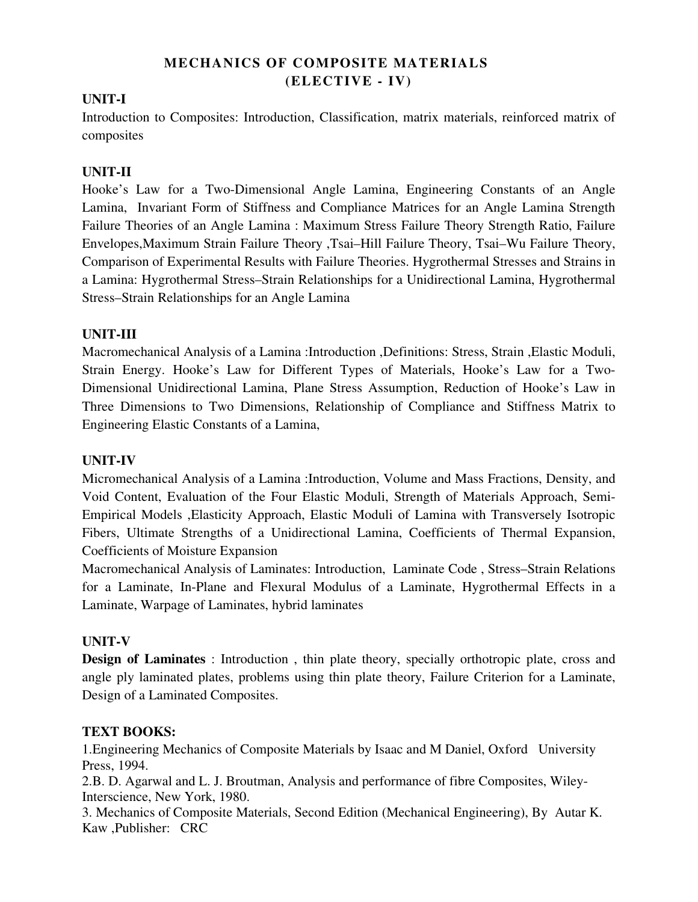# MECHANICS OF COMPOSITE MATERIALS
## (ELECTIVE - IV)

### UNIT-I

Introduction to Composites: Introduction, Classification, matrix materials, reinforced matrix of composites

### UNIT-II

Hooke's Law for a Two-Dimensional Angle Lamina, Engineering Constants of an Angle Lamina, Invariant Form of Stiffness and Compliance Matrices for an Angle Lamina Strength Failure Theories of an Angle Lamina : Maximum Stress Failure Theory Strength Ratio, Failure Envelopes,Maximum Strain Failure Theory ,Tsai–Hill Failure Theory, Tsai–Wu Failure Theory, Comparison of Experimental Results with Failure Theories. Hygrothermal Stresses and Strains in a Lamina: Hygrothermal Stress–Strain Relationships for a Unidirectional Lamina, Hygrothermal Stress–Strain Relationships for an Angle Lamina

### UNIT-III

Macromechanical Analysis of a Lamina :Introduction ,Definitions: Stress, Strain ,Elastic Moduli, Strain Energy. Hooke's Law for Different Types of Materials, Hooke's Law for a Two-Dimensional Unidirectional Lamina, Plane Stress Assumption, Reduction of Hooke's Law in Three Dimensions to Two Dimensions, Relationship of Compliance and Stiffness Matrix to Engineering Elastic Constants of a Lamina,

### UNIT-IV

Micromechanical Analysis of a Lamina :Introduction, Volume and Mass Fractions, Density, and Void Content, Evaluation of the Four Elastic Moduli, Strength of Materials Approach, Semi-Empirical Models ,Elasticity Approach, Elastic Moduli of Lamina with Transversely Isotropic Fibers, Ultimate Strengths of a Unidirectional Lamina, Coefficients of Thermal Expansion, Coefficients of Moisture Expansion

Macromechanical Analysis of Laminates: Introduction, Laminate Code , Stress–Strain Relations for a Laminate, In-Plane and Flexural Modulus of a Laminate, Hygrothermal Effects in a Laminate, Warpage of Laminates, hybrid laminates

### UNIT-V

**Design of Laminates** : Introduction , thin plate theory, specially orthotropic plate, cross and angle ply laminated plates, problems using thin plate theory, Failure Criterion for a Laminate, Design of a Laminated Composites.

### TEXT BOOKS:

1. Engineering Mechanics of Composite Materials by Isaac and M Daniel, Oxford University Press, 1994.
2. B. D. Agarwal and L. J. Broutman, Analysis and performance of fibre Composites, Wiley-Interscience, New York, 1980.
3. Mechanics of Composite Materials, Second Edition (Mechanical Engineering), By Autar K. Kaw ,Publisher: CRC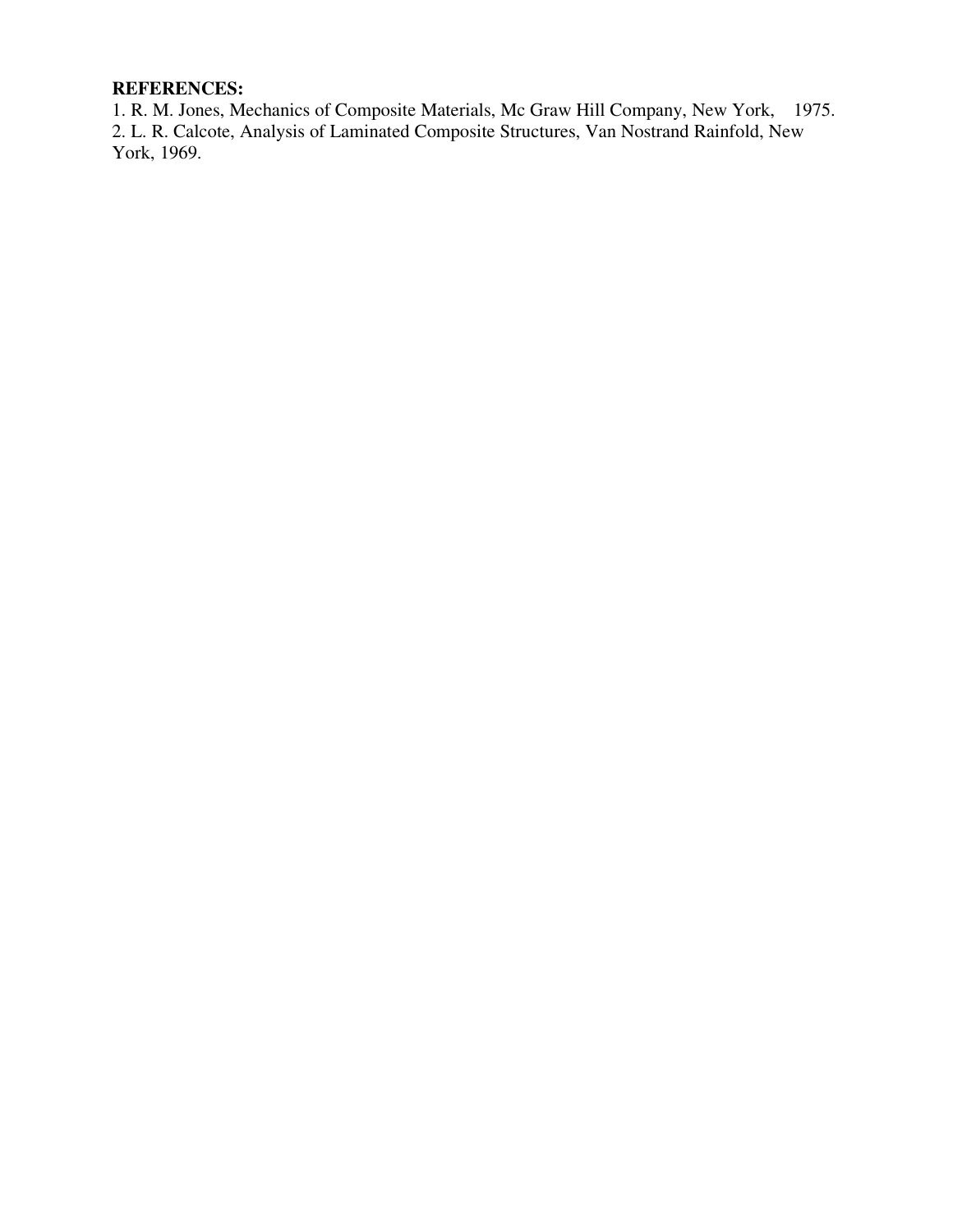**REFERENCES:**

1. R. M. Jones, Mechanics of Composite Materials, Mc Graw Hill Company, New York, 1975.
2. L. R. Calcote, Analysis of Laminated Composite Structures, Van Nostrand Rainfold, New York, 1969.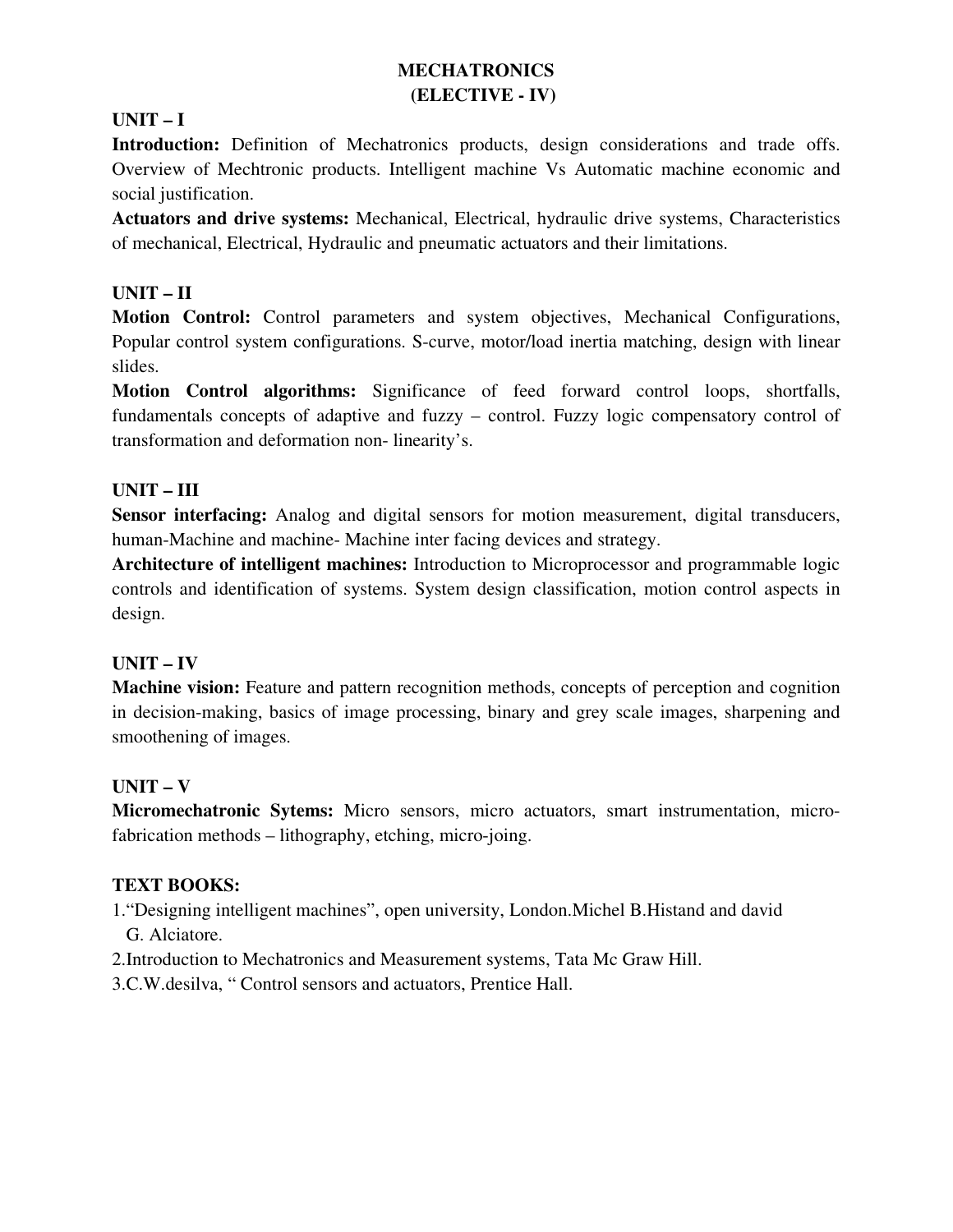# MECHATRONICS
## (ELECTIVE - IV)

### UNIT – I

**Introduction:** Definition of Mechatronics products, design considerations and trade offs. Overview of Mechtronic products. Intelligent machine Vs Automatic machine economic and social justification.

**Actuators and drive systems:** Mechanical, Electrical, hydraulic drive systems, Characteristics of mechanical, Electrical, Hydraulic and pneumatic actuators and their limitations.

### UNIT – II

**Motion Control:** Control parameters and system objectives, Mechanical Configurations, Popular control system configurations. S-curve, motor/load inertia matching, design with linear slides.

**Motion Control algorithms:** Significance of feed forward control loops, shortfalls, fundamentals concepts of adaptive and fuzzy – control. Fuzzy logic compensatory control of transformation and deformation non- linearity's.

### UNIT – III

**Sensor interfacing:** Analog and digital sensors for motion measurement, digital transducers, human-Machine and machine- Machine inter facing devices and strategy.

**Architecture of intelligent machines:** Introduction to Microprocessor and programmable logic controls and identification of systems. System design classification, motion control aspects in design.

### UNIT – IV

**Machine vision:** Feature and pattern recognition methods, concepts of perception and cognition in decision-making, basics of image processing, binary and grey scale images, sharpening and smoothening of images.

### UNIT – V

**Micromechatronic Sytems:** Micro sensors, micro actuators, smart instrumentation, micro-fabrication methods – lithography, etching, micro-joing.

### TEXT BOOKS:

1. "Designing intelligent machines", open university, London.Michel B.Histand and david G. Alciatore.
2. Introduction to Mechatronics and Measurement systems, Tata Mc Graw Hill.
3. C.W.desilva, " Control sensors and actuators, Prentice Hall.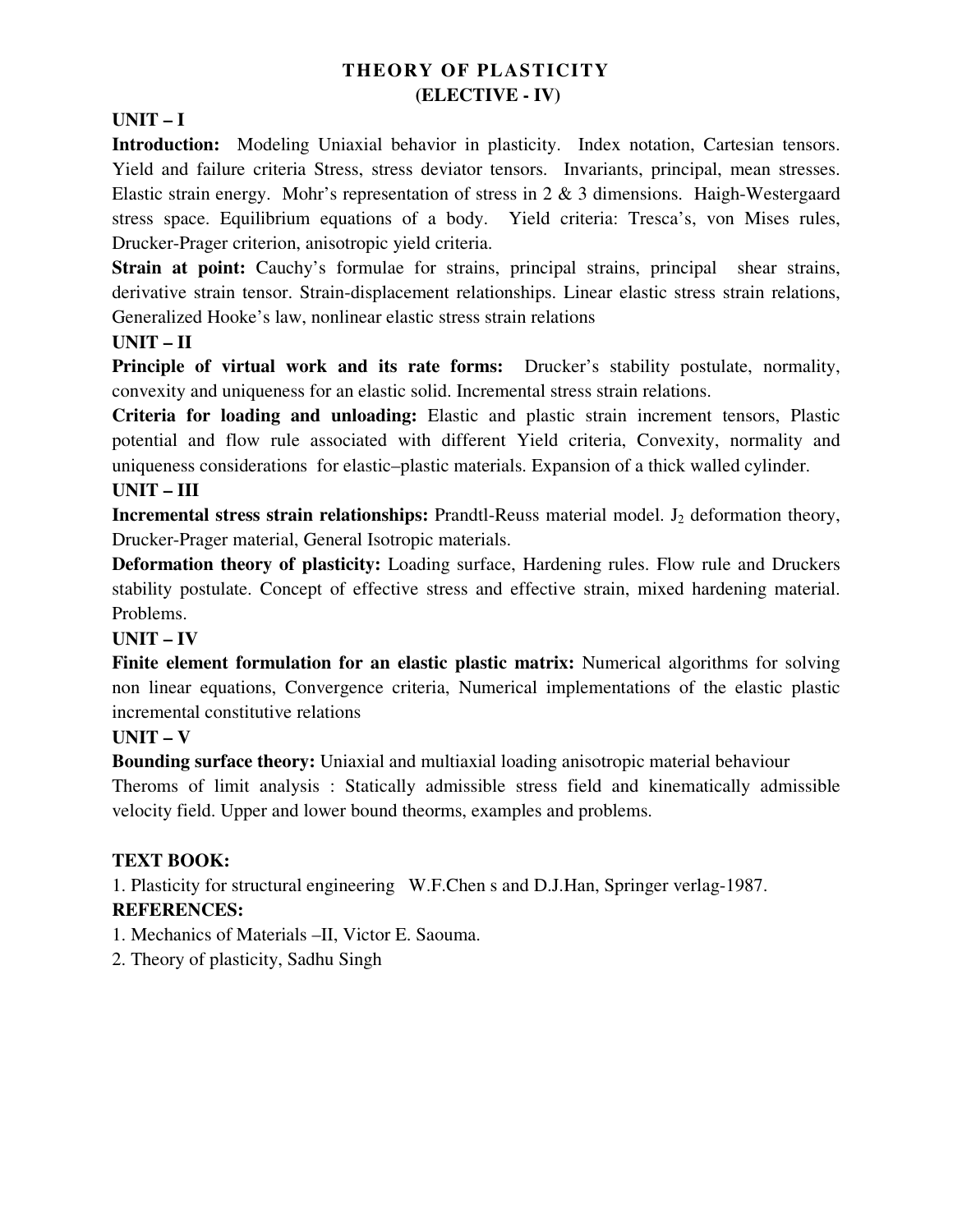# THEORY OF PLASTICITY
## (ELECTIVE - IV)

### UNIT – I

**Introduction:** Modeling Uniaxial behavior in plasticity. Index notation, Cartesian tensors. Yield and failure criteria Stress, stress deviator tensors. Invariants, principal, mean stresses. Elastic strain energy. Mohr's representation of stress in 2 & 3 dimensions. Haigh-Westergaard stress space. Equilibrium equations of a body. Yield criteria: Tresca's, von Mises rules, Drucker-Prager criterion, anisotropic yield criteria.

**Strain at point:** Cauchy's formulae for strains, principal strains, principal shear strains, derivative strain tensor. Strain-displacement relationships. Linear elastic stress strain relations, Generalized Hooke's law, nonlinear elastic stress strain relations

### UNIT – II

**Principle of virtual work and its rate forms:** Drucker's stability postulate, normality, convexity and uniqueness for an elastic solid. Incremental stress strain relations.

**Criteria for loading and unloading:** Elastic and plastic strain increment tensors, Plastic potential and flow rule associated with different Yield criteria, Convexity, normality and uniqueness considerations for elastic–plastic materials. Expansion of a thick walled cylinder.

### UNIT – III

**Incremental stress strain relationships:** Prandtl-Reuss material model. $J_2$ deformation theory, Drucker-Prager material, General Isotropic materials.

**Deformation theory of plasticity:** Loading surface, Hardening rules. Flow rule and Druckers stability postulate. Concept of effective stress and effective strain, mixed hardening material. Problems.

### UNIT – IV

**Finite element formulation for an elastic plastic matrix:** Numerical algorithms for solving non linear equations, Convergence criteria, Numerical implementations of the elastic plastic incremental constitutive relations

### UNIT – V

**Bounding surface theory:** Uniaxial and multiaxial loading anisotropic material behaviour

Theroms of limit analysis : Statically admissible stress field and kinematically admissible velocity field. Upper and lower bound theorms, examples and problems.

**TEXT BOOK:**

1. Plasticity for structural engineering W.F.Chen s and D.J.Han, Springer verlag-1987.

**REFERENCES:**

1. Mechanics of Materials –II, Victor E. Saouma.
2. Theory of plasticity, Sadhu Singh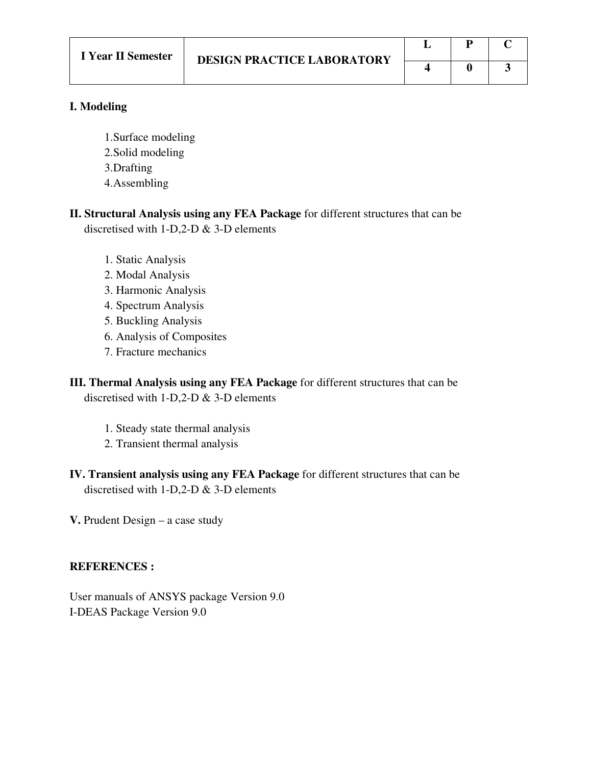| I Year II Semester | DESIGN PRACTICE LABORATORY | L | P | C |
|---|---|---|---|---|
| | | 4 | 0 | 3 |

**I. Modeling**

1. Surface modeling
2. Solid modeling
3. Drafting
4. Assembling

**II. Structural Analysis using any FEA Package** for different structures that can be discretised with 1-D,2-D & 3-D elements

1. Static Analysis
2. Modal Analysis
3. Harmonic Analysis
4. Spectrum Analysis
5. Buckling Analysis
6. Analysis of Composites
7. Fracture mechanics

**III. Thermal Analysis using any FEA Package** for different structures that can be discretised with 1-D,2-D & 3-D elements

1. Steady state thermal analysis
2. Transient thermal analysis

**IV. Transient analysis using any FEA Package** for different structures that can be discretised with 1-D,2-D & 3-D elements

**V.** Prudent Design – a case study

**REFERENCES :**

User manuals of ANSYS package Version 9.0
I-DEAS Package Version 9.0